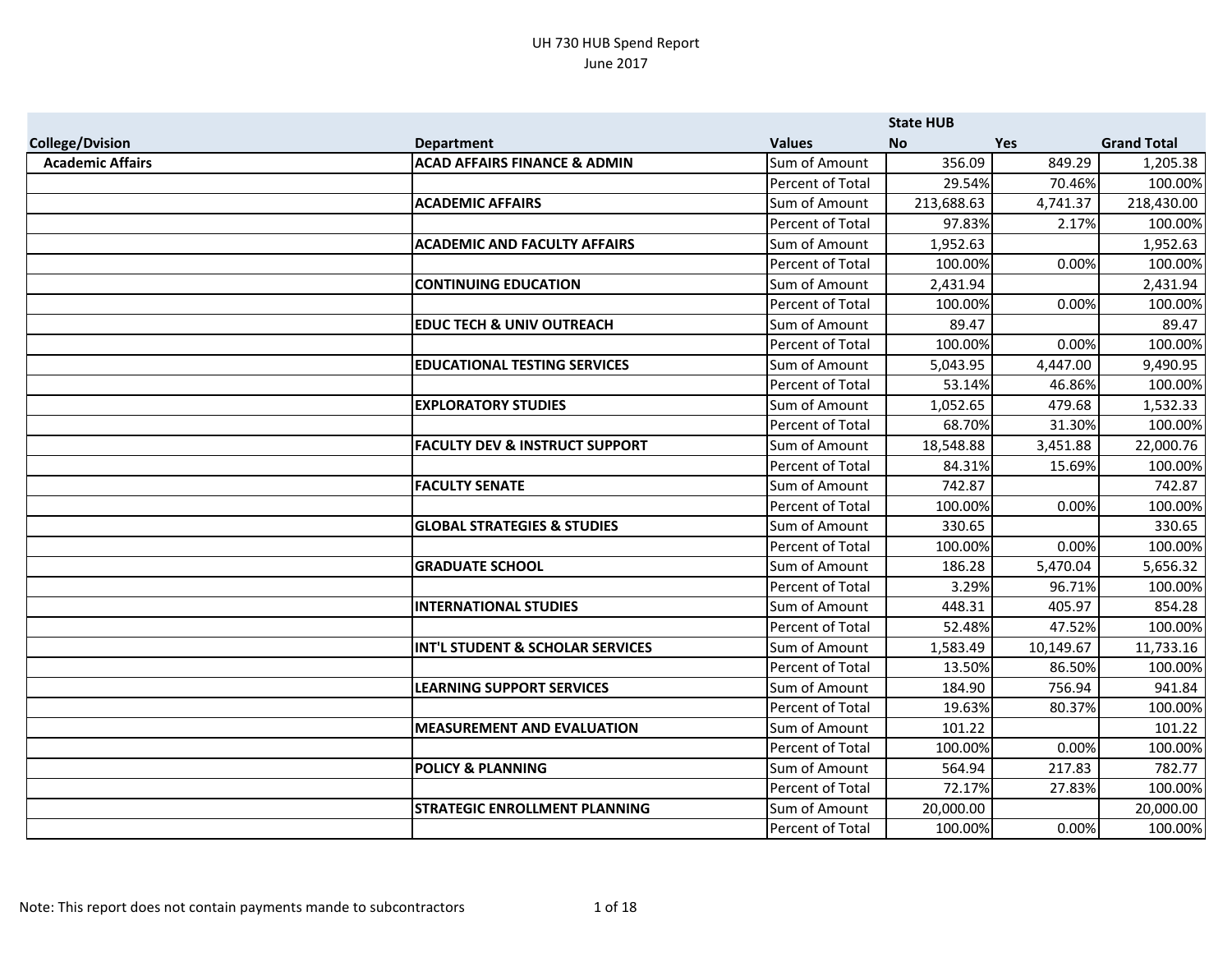UH 730 HUB Spend Report
June 2017

| College/Dvision | Department | Values | State HUB No | Yes | Grand Total |
|---|---|---|---|---|---|
| Academic Affairs | ACAD AFFAIRS FINANCE & ADMIN | Sum of Amount | 356.09 | 849.29 | 1,205.38 |
| | | Percent of Total | 29.54% | 70.46% | 100.00% |
| | ACADEMIC AFFAIRS | Sum of Amount | 213,688.63 | 4,741.37 | 218,430.00 |
| | | Percent of Total | 97.83% | 2.17% | 100.00% |
| | ACADEMIC AND FACULTY AFFAIRS | Sum of Amount | 1,952.63 | | 1,952.63 |
| | | Percent of Total | 100.00% | 0.00% | 100.00% |
| | CONTINUING EDUCATION | Sum of Amount | 2,431.94 | | 2,431.94 |
| | | Percent of Total | 100.00% | 0.00% | 100.00% |
| | EDUC TECH & UNIV OUTREACH | Sum of Amount | 89.47 | | 89.47 |
| | | Percent of Total | 100.00% | 0.00% | 100.00% |
| | EDUCATIONAL TESTING SERVICES | Sum of Amount | 5,043.95 | 4,447.00 | 9,490.95 |
| | | Percent of Total | 53.14% | 46.86% | 100.00% |
| | EXPLORATORY STUDIES | Sum of Amount | 1,052.65 | 479.68 | 1,532.33 |
| | | Percent of Total | 68.70% | 31.30% | 100.00% |
| | FACULTY DEV & INSTRUCT SUPPORT | Sum of Amount | 18,548.88 | 3,451.88 | 22,000.76 |
| | | Percent of Total | 84.31% | 15.69% | 100.00% |
| | FACULTY SENATE | Sum of Amount | 742.87 | | 742.87 |
| | | Percent of Total | 100.00% | 0.00% | 100.00% |
| | GLOBAL STRATEGIES & STUDIES | Sum of Amount | 330.65 | | 330.65 |
| | | Percent of Total | 100.00% | 0.00% | 100.00% |
| | GRADUATE SCHOOL | Sum of Amount | 186.28 | 5,470.04 | 5,656.32 |
| | | Percent of Total | 3.29% | 96.71% | 100.00% |
| | INTERNATIONAL STUDIES | Sum of Amount | 448.31 | 405.97 | 854.28 |
| | | Percent of Total | 52.48% | 47.52% | 100.00% |
| | INT'L STUDENT & SCHOLAR SERVICES | Sum of Amount | 1,583.49 | 10,149.67 | 11,733.16 |
| | | Percent of Total | 13.50% | 86.50% | 100.00% |
| | LEARNING SUPPORT SERVICES | Sum of Amount | 184.90 | 756.94 | 941.84 |
| | | Percent of Total | 19.63% | 80.37% | 100.00% |
| | MEASUREMENT AND EVALUATION | Sum of Amount | 101.22 | | 101.22 |
| | | Percent of Total | 100.00% | 0.00% | 100.00% |
| | POLICY & PLANNING | Sum of Amount | 564.94 | 217.83 | 782.77 |
| | | Percent of Total | 72.17% | 27.83% | 100.00% |
| | STRATEGIC ENROLLMENT PLANNING | Sum of Amount | 20,000.00 | | 20,000.00 |
| | | Percent of Total | 100.00% | 0.00% | 100.00% |

Note: This report does not contain payments mande to subcontractors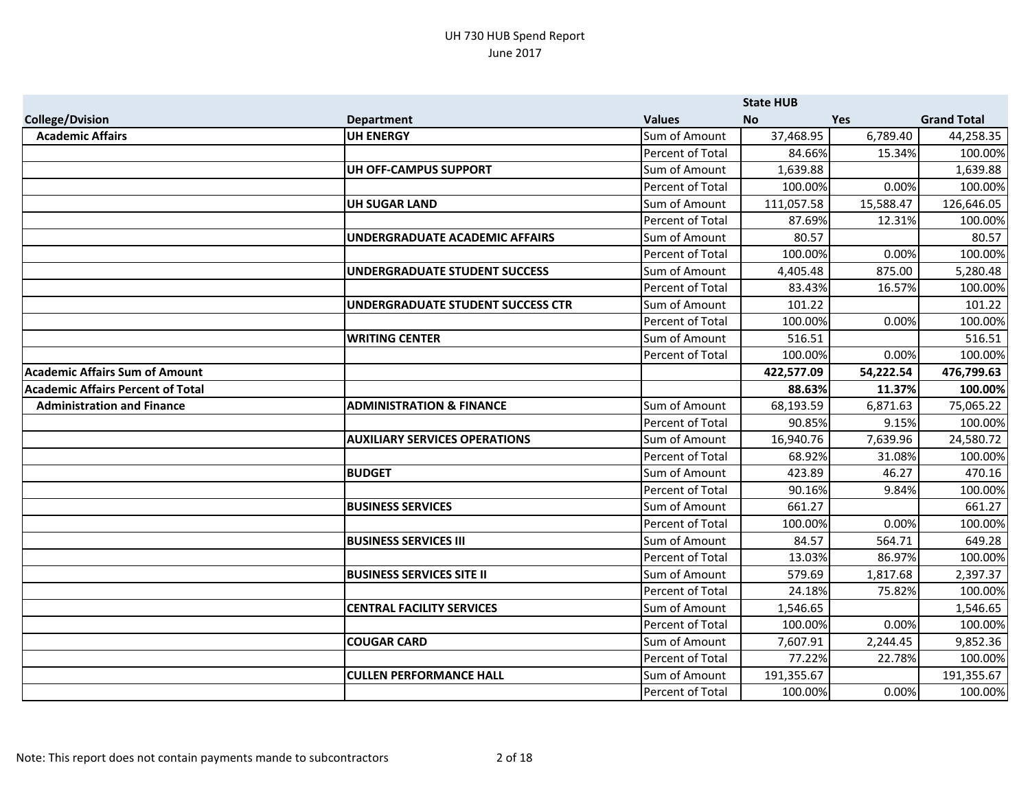UH 730 HUB Spend Report
June 2017

| | | | State HUB | | |
|---|---|---|---|---|---|
| **College/Dvision** | **Department** | **Values** | **No** | **Yes** | **Grand Total** |
| **Academic Affairs** | **UH ENERGY** | Sum of Amount | 37,468.95 | 6,789.40 | 44,258.35 |
| | | Percent of Total | 84.66% | 15.34% | 100.00% |
| | **UH OFF-CAMPUS SUPPORT** | Sum of Amount | 1,639.88 | | 1,639.88 |
| | | Percent of Total | 100.00% | 0.00% | 100.00% |
| | **UH SUGAR LAND** | Sum of Amount | 111,057.58 | 15,588.47 | 126,646.05 |
| | | Percent of Total | 87.69% | 12.31% | 100.00% |
| | **UNDERGRADUATE ACADEMIC AFFAIRS** | Sum of Amount | 80.57 | | 80.57 |
| | | Percent of Total | 100.00% | 0.00% | 100.00% |
| | **UNDERGRADUATE STUDENT SUCCESS** | Sum of Amount | 4,405.48 | 875.00 | 5,280.48 |
| | | Percent of Total | 83.43% | 16.57% | 100.00% |
| | **UNDERGRADUATE STUDENT SUCCESS CTR** | Sum of Amount | 101.22 | | 101.22 |
| | | Percent of Total | 100.00% | 0.00% | 100.00% |
| | **WRITING CENTER** | Sum of Amount | 516.51 | | 516.51 |
| | | Percent of Total | 100.00% | 0.00% | 100.00% |
| **Academic Affairs Sum of Amount** | | | **422,577.09** | **54,222.54** | **476,799.63** |
| **Academic Affairs Percent of Total** | | | **88.63%** | **11.37%** | **100.00%** |
| **Administration and Finance** | **ADMINISTRATION & FINANCE** | Sum of Amount | 68,193.59 | 6,871.63 | 75,065.22 |
| | | Percent of Total | 90.85% | 9.15% | 100.00% |
| | **AUXILIARY SERVICES OPERATIONS** | Sum of Amount | 16,940.76 | 7,639.96 | 24,580.72 |
| | | Percent of Total | 68.92% | 31.08% | 100.00% |
| | **BUDGET** | Sum of Amount | 423.89 | 46.27 | 470.16 |
| | | Percent of Total | 90.16% | 9.84% | 100.00% |
| | **BUSINESS SERVICES** | Sum of Amount | 661.27 | | 661.27 |
| | | Percent of Total | 100.00% | 0.00% | 100.00% |
| | **BUSINESS SERVICES III** | Sum of Amount | 84.57 | 564.71 | 649.28 |
| | | Percent of Total | 13.03% | 86.97% | 100.00% |
| | **BUSINESS SERVICES SITE II** | Sum of Amount | 579.69 | 1,817.68 | 2,397.37 |
| | | Percent of Total | 24.18% | 75.82% | 100.00% |
| | **CENTRAL FACILITY SERVICES** | Sum of Amount | 1,546.65 | | 1,546.65 |
| | | Percent of Total | 100.00% | 0.00% | 100.00% |
| | **COUGAR CARD** | Sum of Amount | 7,607.91 | 2,244.45 | 9,852.36 |
| | | Percent of Total | 77.22% | 22.78% | 100.00% |
| | **CULLEN PERFORMANCE HALL** | Sum of Amount | 191,355.67 | | 191,355.67 |
| | | Percent of Total | 100.00% | 0.00% | 100.00% |

Note: This report does not contain payments mande to subcontractors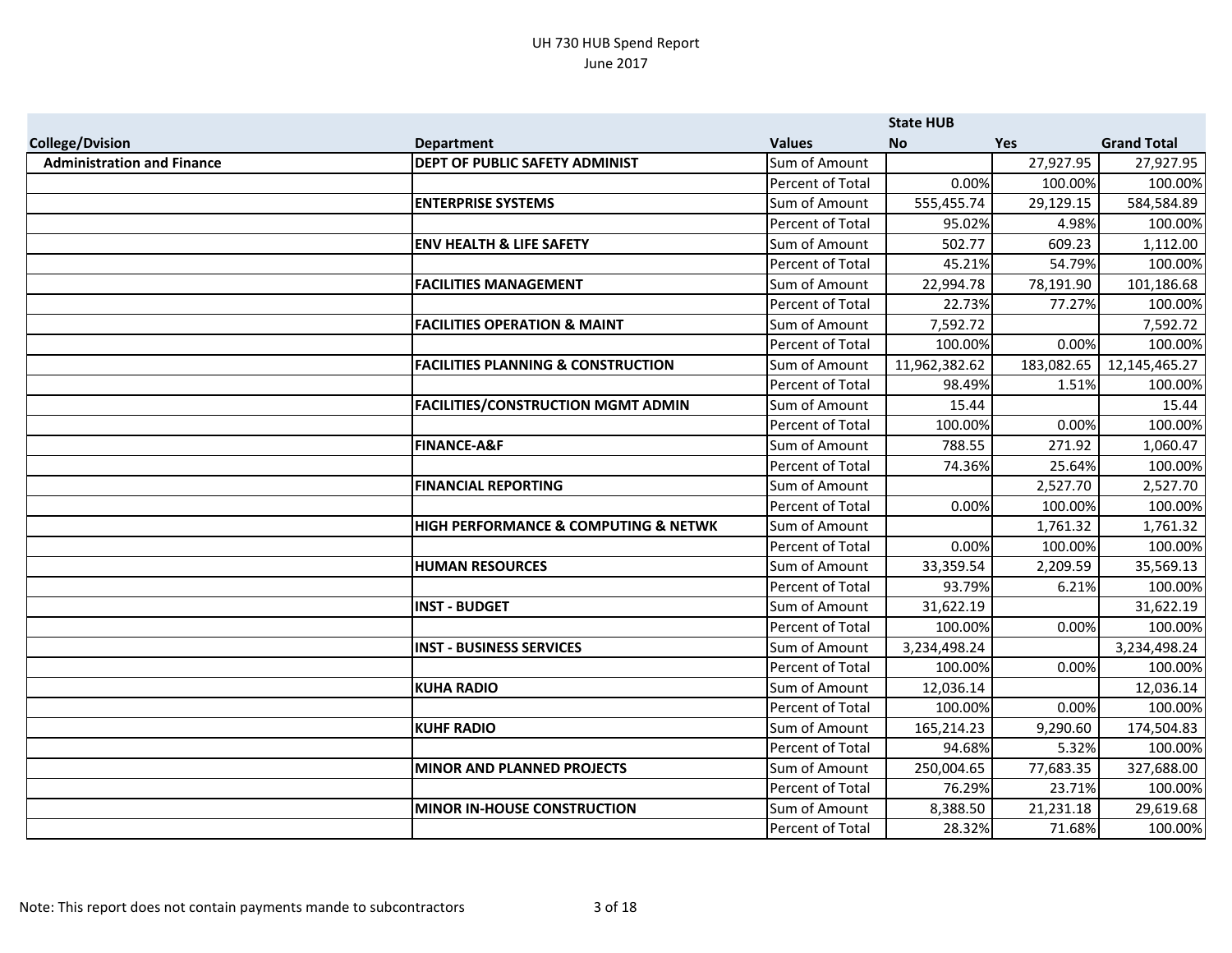UH 730 HUB Spend Report
June 2017

| | | | State HUB | | |
|---|---|---|---|---|---|
| **College/Dvision** | **Department** | **Values** | **No** | **Yes** | **Grand Total** |
| **Administration and Finance** | **DEPT OF PUBLIC SAFETY ADMINIST** | Sum of Amount | | 27,927.95 | 27,927.95 |
| | | Percent of Total | 0.00% | 100.00% | 100.00% |
| | **ENTERPRISE SYSTEMS** | Sum of Amount | 555,455.74 | 29,129.15 | 584,584.89 |
| | | Percent of Total | 95.02% | 4.98% | 100.00% |
| | **ENV HEALTH & LIFE SAFETY** | Sum of Amount | 502.77 | 609.23 | 1,112.00 |
| | | Percent of Total | 45.21% | 54.79% | 100.00% |
| | **FACILITIES MANAGEMENT** | Sum of Amount | 22,994.78 | 78,191.90 | 101,186.68 |
| | | Percent of Total | 22.73% | 77.27% | 100.00% |
| | **FACILITIES OPERATION & MAINT** | Sum of Amount | 7,592.72 | | 7,592.72 |
| | | Percent of Total | 100.00% | 0.00% | 100.00% |
| | **FACILITIES PLANNING & CONSTRUCTION** | Sum of Amount | 11,962,382.62 | 183,082.65 | 12,145,465.27 |
| | | Percent of Total | 98.49% | 1.51% | 100.00% |
| | **FACILITIES/CONSTRUCTION MGMT ADMIN** | Sum of Amount | 15.44 | | 15.44 |
| | | Percent of Total | 100.00% | 0.00% | 100.00% |
| | **FINANCE-A&F** | Sum of Amount | 788.55 | 271.92 | 1,060.47 |
| | | Percent of Total | 74.36% | 25.64% | 100.00% |
| | **FINANCIAL REPORTING** | Sum of Amount | | 2,527.70 | 2,527.70 |
| | | Percent of Total | 0.00% | 100.00% | 100.00% |
| | **HIGH PERFORMANCE & COMPUTING & NETWK** | Sum of Amount | | 1,761.32 | 1,761.32 |
| | | Percent of Total | 0.00% | 100.00% | 100.00% |
| | **HUMAN RESOURCES** | Sum of Amount | 33,359.54 | 2,209.59 | 35,569.13 |
| | | Percent of Total | 93.79% | 6.21% | 100.00% |
| | **INST - BUDGET** | Sum of Amount | 31,622.19 | | 31,622.19 |
| | | Percent of Total | 100.00% | 0.00% | 100.00% |
| | **INST - BUSINESS SERVICES** | Sum of Amount | 3,234,498.24 | | 3,234,498.24 |
| | | Percent of Total | 100.00% | 0.00% | 100.00% |
| | **KUHA RADIO** | Sum of Amount | 12,036.14 | | 12,036.14 |
| | | Percent of Total | 100.00% | 0.00% | 100.00% |
| | **KUHF RADIO** | Sum of Amount | 165,214.23 | 9,290.60 | 174,504.83 |
| | | Percent of Total | 94.68% | 5.32% | 100.00% |
| | **MINOR AND PLANNED PROJECTS** | Sum of Amount | 250,004.65 | 77,683.35 | 327,688.00 |
| | | Percent of Total | 76.29% | 23.71% | 100.00% |
| | **MINOR IN-HOUSE CONSTRUCTION** | Sum of Amount | 8,388.50 | 21,231.18 | 29,619.68 |
| | | Percent of Total | 28.32% | 71.68% | 100.00% |

Note: This report does not contain payments mande to subcontractors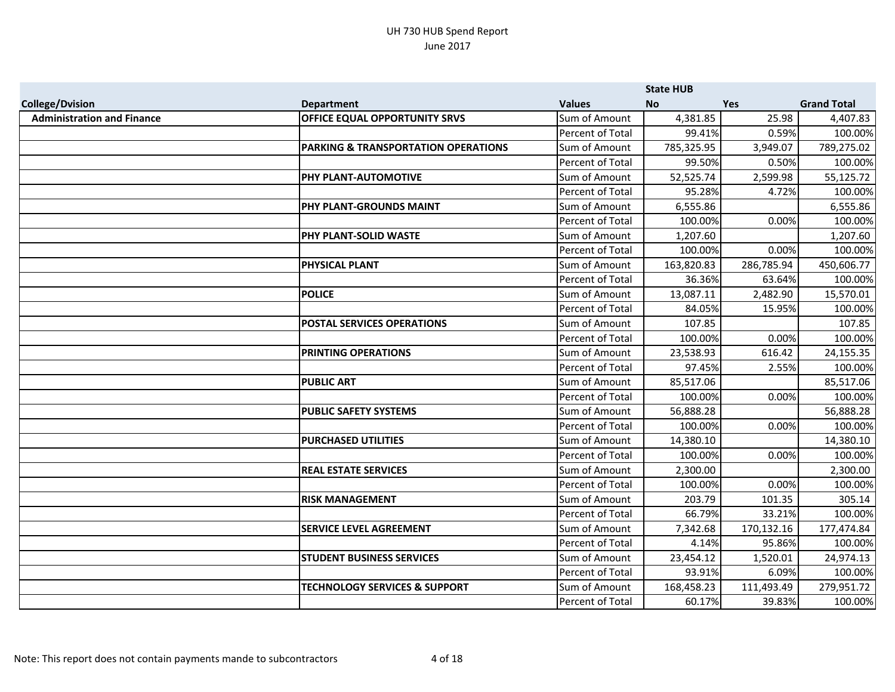UH 730 HUB Spend Report
June 2017

| College/Dvision | Department | Values | State HUB No | Yes | Grand Total |
|---|---|---|---|---|---|
| **Administration and Finance** | **OFFICE EQUAL OPPORTUNITY SRVS** | Sum of Amount | 4,381.85 | 25.98 | 4,407.83 |
| | | Percent of Total | 99.41% | 0.59% | 100.00% |
| | **PARKING & TRANSPORTATION OPERATIONS** | Sum of Amount | 785,325.95 | 3,949.07 | 789,275.02 |
| | | Percent of Total | 99.50% | 0.50% | 100.00% |
| | **PHY PLANT-AUTOMOTIVE** | Sum of Amount | 52,525.74 | 2,599.98 | 55,125.72 |
| | | Percent of Total | 95.28% | 4.72% | 100.00% |
| | **PHY PLANT-GROUNDS MAINT** | Sum of Amount | 6,555.86 | | 6,555.86 |
| | | Percent of Total | 100.00% | 0.00% | 100.00% |
| | **PHY PLANT-SOLID WASTE** | Sum of Amount | 1,207.60 | | 1,207.60 |
| | | Percent of Total | 100.00% | 0.00% | 100.00% |
| | **PHYSICAL PLANT** | Sum of Amount | 163,820.83 | 286,785.94 | 450,606.77 |
| | | Percent of Total | 36.36% | 63.64% | 100.00% |
| | **POLICE** | Sum of Amount | 13,087.11 | 2,482.90 | 15,570.01 |
| | | Percent of Total | 84.05% | 15.95% | 100.00% |
| | **POSTAL SERVICES OPERATIONS** | Sum of Amount | 107.85 | | 107.85 |
| | | Percent of Total | 100.00% | 0.00% | 100.00% |
| | **PRINTING OPERATIONS** | Sum of Amount | 23,538.93 | 616.42 | 24,155.35 |
| | | Percent of Total | 97.45% | 2.55% | 100.00% |
| | **PUBLIC ART** | Sum of Amount | 85,517.06 | | 85,517.06 |
| | | Percent of Total | 100.00% | 0.00% | 100.00% |
| | **PUBLIC SAFETY SYSTEMS** | Sum of Amount | 56,888.28 | | 56,888.28 |
| | | Percent of Total | 100.00% | 0.00% | 100.00% |
| | **PURCHASED UTILITIES** | Sum of Amount | 14,380.10 | | 14,380.10 |
| | | Percent of Total | 100.00% | 0.00% | 100.00% |
| | **REAL ESTATE SERVICES** | Sum of Amount | 2,300.00 | | 2,300.00 |
| | | Percent of Total | 100.00% | 0.00% | 100.00% |
| | **RISK MANAGEMENT** | Sum of Amount | 203.79 | 101.35 | 305.14 |
| | | Percent of Total | 66.79% | 33.21% | 100.00% |
| | **SERVICE LEVEL AGREEMENT** | Sum of Amount | 7,342.68 | 170,132.16 | 177,474.84 |
| | | Percent of Total | 4.14% | 95.86% | 100.00% |
| | **STUDENT BUSINESS SERVICES** | Sum of Amount | 23,454.12 | 1,520.01 | 24,974.13 |
| | | Percent of Total | 93.91% | 6.09% | 100.00% |
| | **TECHNOLOGY SERVICES & SUPPORT** | Sum of Amount | 168,458.23 | 111,493.49 | 279,951.72 |
| | | Percent of Total | 60.17% | 39.83% | 100.00% |

Note: This report does not contain payments mande to subcontractors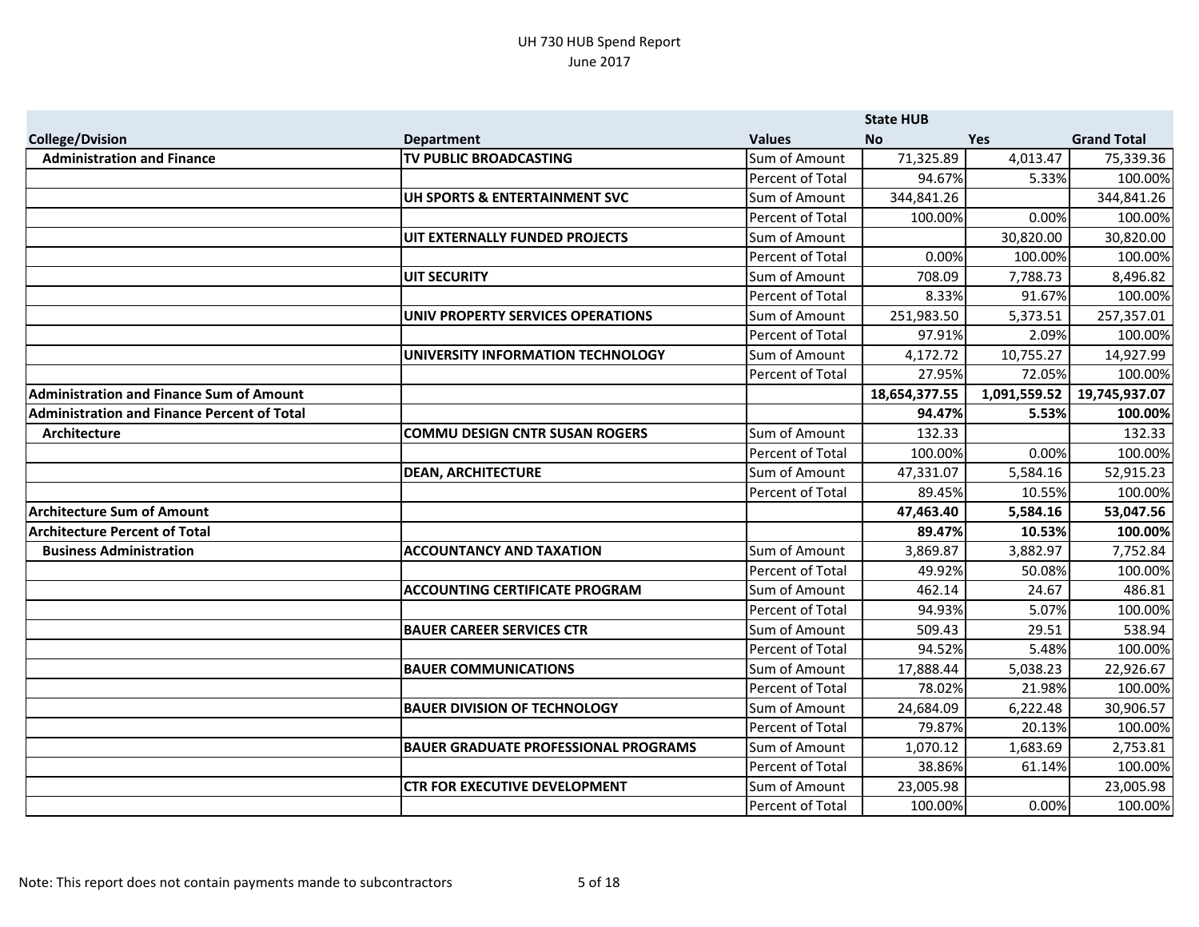UH 730 HUB Spend Report
June 2017

| | | | State HUB | | |
|---|---|---|---|---|---|
| **College/Dvision** | **Department** | **Values** | **No** | **Yes** | **Grand Total** |
| **Administration and Finance** | **TV PUBLIC BROADCASTING** | Sum of Amount | 71,325.89 | 4,013.47 | 75,339.36 |
| | | Percent of Total | 94.67% | 5.33% | 100.00% |
| | **UH SPORTS & ENTERTAINMENT SVC** | Sum of Amount | 344,841.26 | | 344,841.26 |
| | | Percent of Total | 100.00% | 0.00% | 100.00% |
| | **UIT EXTERNALLY FUNDED PROJECTS** | Sum of Amount | | 30,820.00 | 30,820.00 |
| | | Percent of Total | 0.00% | 100.00% | 100.00% |
| | **UIT SECURITY** | Sum of Amount | 708.09 | 7,788.73 | 8,496.82 |
| | | Percent of Total | 8.33% | 91.67% | 100.00% |
| | **UNIV PROPERTY SERVICES OPERATIONS** | Sum of Amount | 251,983.50 | 5,373.51 | 257,357.01 |
| | | Percent of Total | 97.91% | 2.09% | 100.00% |
| | **UNIVERSITY INFORMATION TECHNOLOGY** | Sum of Amount | 4,172.72 | 10,755.27 | 14,927.99 |
| | | Percent of Total | 27.95% | 72.05% | 100.00% |
| **Administration and Finance Sum of Amount** | | | **18,654,377.55** | **1,091,559.52** | **19,745,937.07** |
| **Administration and Finance Percent of Total** | | | **94.47%** | **5.53%** | **100.00%** |
| **Architecture** | **COMMU DESIGN CNTR SUSAN ROGERS** | Sum of Amount | 132.33 | | 132.33 |
| | | Percent of Total | 100.00% | 0.00% | 100.00% |
| | **DEAN, ARCHITECTURE** | Sum of Amount | 47,331.07 | 5,584.16 | 52,915.23 |
| | | Percent of Total | 89.45% | 10.55% | 100.00% |
| **Architecture Sum of Amount** | | | **47,463.40** | **5,584.16** | **53,047.56** |
| **Architecture Percent of Total** | | | **89.47%** | **10.53%** | **100.00%** |
| **Business Administration** | **ACCOUNTANCY AND TAXATION** | Sum of Amount | 3,869.87 | 3,882.97 | 7,752.84 |
| | | Percent of Total | 49.92% | 50.08% | 100.00% |
| | **ACCOUNTING CERTIFICATE PROGRAM** | Sum of Amount | 462.14 | 24.67 | 486.81 |
| | | Percent of Total | 94.93% | 5.07% | 100.00% |
| | **BAUER CAREER SERVICES CTR** | Sum of Amount | 509.43 | 29.51 | 538.94 |
| | | Percent of Total | 94.52% | 5.48% | 100.00% |
| | **BAUER COMMUNICATIONS** | Sum of Amount | 17,888.44 | 5,038.23 | 22,926.67 |
| | | Percent of Total | 78.02% | 21.98% | 100.00% |
| | **BAUER DIVISION OF TECHNOLOGY** | Sum of Amount | 24,684.09 | 6,222.48 | 30,906.57 |
| | | Percent of Total | 79.87% | 20.13% | 100.00% |
| | **BAUER GRADUATE PROFESSIONAL PROGRAMS** | Sum of Amount | 1,070.12 | 1,683.69 | 2,753.81 |
| | | Percent of Total | 38.86% | 61.14% | 100.00% |
| | **CTR FOR EXECUTIVE DEVELOPMENT** | Sum of Amount | 23,005.98 | | 23,005.98 |
| | | Percent of Total | 100.00% | 0.00% | 100.00% |

Note: This report does not contain payments mande to subcontractors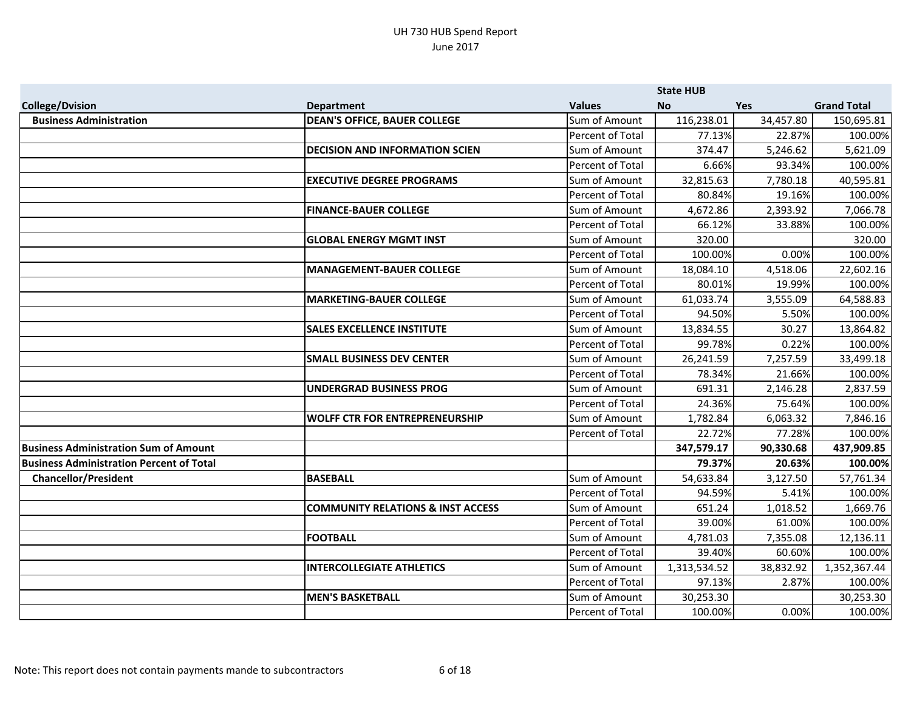UH 730 HUB Spend Report
June 2017

| College/Dvision | Department | Values | State HUB No | Yes | Grand Total |
|---|---|---|---|---|---|
| **Business Administration** | **DEAN'S OFFICE, BAUER COLLEGE** | Sum of Amount | 116,238.01 | 34,457.80 | 150,695.81 |
| | | Percent of Total | 77.13% | 22.87% | 100.00% |
| | **DECISION AND INFORMATION SCIEN** | Sum of Amount | 374.47 | 5,246.62 | 5,621.09 |
| | | Percent of Total | 6.66% | 93.34% | 100.00% |
| | **EXECUTIVE DEGREE PROGRAMS** | Sum of Amount | 32,815.63 | 7,780.18 | 40,595.81 |
| | | Percent of Total | 80.84% | 19.16% | 100.00% |
| | **FINANCE-BAUER COLLEGE** | Sum of Amount | 4,672.86 | 2,393.92 | 7,066.78 |
| | | Percent of Total | 66.12% | 33.88% | 100.00% |
| | **GLOBAL ENERGY MGMT INST** | Sum of Amount | 320.00 | | 320.00 |
| | | Percent of Total | 100.00% | 0.00% | 100.00% |
| | **MANAGEMENT-BAUER COLLEGE** | Sum of Amount | 18,084.10 | 4,518.06 | 22,602.16 |
| | | Percent of Total | 80.01% | 19.99% | 100.00% |
| | **MARKETING-BAUER COLLEGE** | Sum of Amount | 61,033.74 | 3,555.09 | 64,588.83 |
| | | Percent of Total | 94.50% | 5.50% | 100.00% |
| | **SALES EXCELLENCE INSTITUTE** | Sum of Amount | 13,834.55 | 30.27 | 13,864.82 |
| | | Percent of Total | 99.78% | 0.22% | 100.00% |
| | **SMALL BUSINESS DEV CENTER** | Sum of Amount | 26,241.59 | 7,257.59 | 33,499.18 |
| | | Percent of Total | 78.34% | 21.66% | 100.00% |
| | **UNDERGRAD BUSINESS PROG** | Sum of Amount | 691.31 | 2,146.28 | 2,837.59 |
| | | Percent of Total | 24.36% | 75.64% | 100.00% |
| | **WOLFF CTR FOR ENTREPRENEURSHIP** | Sum of Amount | 1,782.84 | 6,063.32 | 7,846.16 |
| | | Percent of Total | 22.72% | 77.28% | 100.00% |
| **Business Administration Sum of Amount** | | | **347,579.17** | **90,330.68** | **437,909.85** |
| **Business Administration Percent of Total** | | | **79.37%** | **20.63%** | **100.00%** |
| **Chancellor/President** | **BASEBALL** | Sum of Amount | 54,633.84 | 3,127.50 | 57,761.34 |
| | | Percent of Total | 94.59% | 5.41% | 100.00% |
| | **COMMUNITY RELATIONS & INST ACCESS** | Sum of Amount | 651.24 | 1,018.52 | 1,669.76 |
| | | Percent of Total | 39.00% | 61.00% | 100.00% |
| | **FOOTBALL** | Sum of Amount | 4,781.03 | 7,355.08 | 12,136.11 |
| | | Percent of Total | 39.40% | 60.60% | 100.00% |
| | **INTERCOLLEGIATE ATHLETICS** | Sum of Amount | 1,313,534.52 | 38,832.92 | 1,352,367.44 |
| | | Percent of Total | 97.13% | 2.87% | 100.00% |
| | **MEN'S BASKETBALL** | Sum of Amount | 30,253.30 | | 30,253.30 |
| | | Percent of Total | 100.00% | 0.00% | 100.00% |

Note: This report does not contain payments mande to subcontractors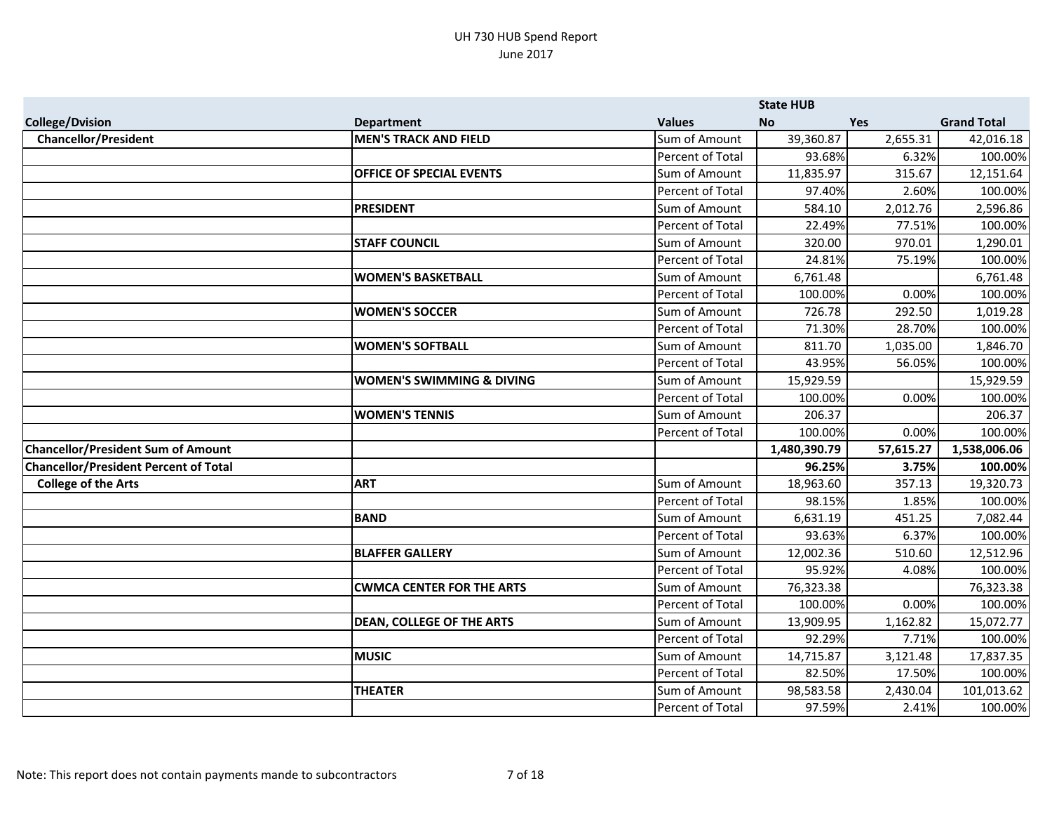UH 730 HUB Spend Report
June 2017

| College/Dvision | Department | Values | State HUB No | Yes | Grand Total |
|---|---|---|---|---|---|
| **Chancellor/President** | **MEN'S TRACK AND FIELD** | Sum of Amount | 39,360.87 | 2,655.31 | 42,016.18 |
| | | Percent of Total | 93.68% | 6.32% | 100.00% |
| | **OFFICE OF SPECIAL EVENTS** | Sum of Amount | 11,835.97 | 315.67 | 12,151.64 |
| | | Percent of Total | 97.40% | 2.60% | 100.00% |
| | **PRESIDENT** | Sum of Amount | 584.10 | 2,012.76 | 2,596.86 |
| | | Percent of Total | 22.49% | 77.51% | 100.00% |
| | **STAFF COUNCIL** | Sum of Amount | 320.00 | 970.01 | 1,290.01 |
| | | Percent of Total | 24.81% | 75.19% | 100.00% |
| | **WOMEN'S BASKETBALL** | Sum of Amount | 6,761.48 | | 6,761.48 |
| | | Percent of Total | 100.00% | 0.00% | 100.00% |
| | **WOMEN'S SOCCER** | Sum of Amount | 726.78 | 292.50 | 1,019.28 |
| | | Percent of Total | 71.30% | 28.70% | 100.00% |
| | **WOMEN'S SOFTBALL** | Sum of Amount | 811.70 | 1,035.00 | 1,846.70 |
| | | Percent of Total | 43.95% | 56.05% | 100.00% |
| | **WOMEN'S SWIMMING & DIVING** | Sum of Amount | 15,929.59 | | 15,929.59 |
| | | Percent of Total | 100.00% | 0.00% | 100.00% |
| | **WOMEN'S TENNIS** | Sum of Amount | 206.37 | | 206.37 |
| | | Percent of Total | 100.00% | 0.00% | 100.00% |
| **Chancellor/President Sum of Amount** | | | **1,480,390.79** | **57,615.27** | **1,538,006.06** |
| **Chancellor/President Percent of Total** | | | **96.25%** | **3.75%** | **100.00%** |
| **College of the Arts** | **ART** | Sum of Amount | 18,963.60 | 357.13 | 19,320.73 |
| | | Percent of Total | 98.15% | 1.85% | 100.00% |
| | **BAND** | Sum of Amount | 6,631.19 | 451.25 | 7,082.44 |
| | | Percent of Total | 93.63% | 6.37% | 100.00% |
| | **BLAFFER GALLERY** | Sum of Amount | 12,002.36 | 510.60 | 12,512.96 |
| | | Percent of Total | 95.92% | 4.08% | 100.00% |
| | **CWMCA CENTER FOR THE ARTS** | Sum of Amount | 76,323.38 | | 76,323.38 |
| | | Percent of Total | 100.00% | 0.00% | 100.00% |
| | **DEAN, COLLEGE OF THE ARTS** | Sum of Amount | 13,909.95 | 1,162.82 | 15,072.77 |
| | | Percent of Total | 92.29% | 7.71% | 100.00% |
| | **MUSIC** | Sum of Amount | 14,715.87 | 3,121.48 | 17,837.35 |
| | | Percent of Total | 82.50% | 17.50% | 100.00% |
| | **THEATER** | Sum of Amount | 98,583.58 | 2,430.04 | 101,013.62 |
| | | Percent of Total | 97.59% | 2.41% | 100.00% |

Note: This report does not contain payments mande to subcontractors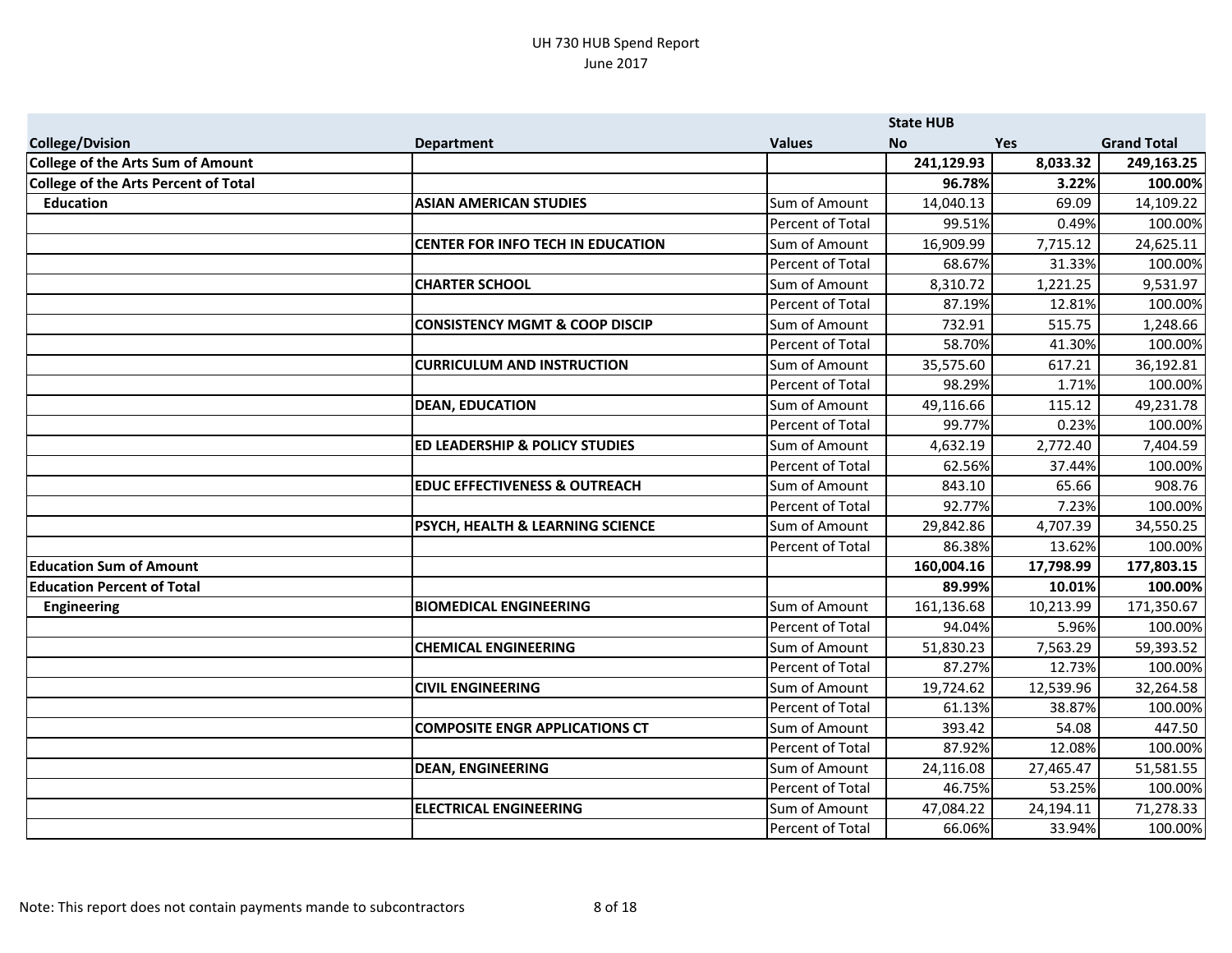UH 730 HUB Spend Report
June 2017

| | | | State HUB | | |
|---|---|---|---|---|---|
| **College/Dvision** | **Department** | **Values** | **No** | **Yes** | **Grand Total** |
| **College of the Arts Sum of Amount** | | | **241,129.93** | **8,033.32** | **249,163.25** |
| **College of the Arts Percent of Total** | | | **96.78%** | **3.22%** | **100.00%** |
| **Education** | **ASIAN AMERICAN STUDIES** | Sum of Amount | 14,040.13 | 69.09 | 14,109.22 |
| | | Percent of Total | 99.51% | 0.49% | 100.00% |
| | **CENTER FOR INFO TECH IN EDUCATION** | Sum of Amount | 16,909.99 | 7,715.12 | 24,625.11 |
| | | Percent of Total | 68.67% | 31.33% | 100.00% |
| | **CHARTER SCHOOL** | Sum of Amount | 8,310.72 | 1,221.25 | 9,531.97 |
| | | Percent of Total | 87.19% | 12.81% | 100.00% |
| | **CONSISTENCY MGMT & COOP DISCIP** | Sum of Amount | 732.91 | 515.75 | 1,248.66 |
| | | Percent of Total | 58.70% | 41.30% | 100.00% |
| | **CURRICULUM AND INSTRUCTION** | Sum of Amount | 35,575.60 | 617.21 | 36,192.81 |
| | | Percent of Total | 98.29% | 1.71% | 100.00% |
| | **DEAN, EDUCATION** | Sum of Amount | 49,116.66 | 115.12 | 49,231.78 |
| | | Percent of Total | 99.77% | 0.23% | 100.00% |
| | **ED LEADERSHIP & POLICY STUDIES** | Sum of Amount | 4,632.19 | 2,772.40 | 7,404.59 |
| | | Percent of Total | 62.56% | 37.44% | 100.00% |
| | **EDUC EFFECTIVENESS & OUTREACH** | Sum of Amount | 843.10 | 65.66 | 908.76 |
| | | Percent of Total | 92.77% | 7.23% | 100.00% |
| | **PSYCH, HEALTH & LEARNING SCIENCE** | Sum of Amount | 29,842.86 | 4,707.39 | 34,550.25 |
| | | Percent of Total | 86.38% | 13.62% | 100.00% |
| **Education Sum of Amount** | | | **160,004.16** | **17,798.99** | **177,803.15** |
| **Education Percent of Total** | | | **89.99%** | **10.01%** | **100.00%** |
| **Engineering** | **BIOMEDICAL ENGINEERING** | Sum of Amount | 161,136.68 | 10,213.99 | 171,350.67 |
| | | Percent of Total | 94.04% | 5.96% | 100.00% |
| | **CHEMICAL ENGINEERING** | Sum of Amount | 51,830.23 | 7,563.29 | 59,393.52 |
| | | Percent of Total | 87.27% | 12.73% | 100.00% |
| | **CIVIL ENGINEERING** | Sum of Amount | 19,724.62 | 12,539.96 | 32,264.58 |
| | | Percent of Total | 61.13% | 38.87% | 100.00% |
| | **COMPOSITE ENGR APPLICATIONS CT** | Sum of Amount | 393.42 | 54.08 | 447.50 |
| | | Percent of Total | 87.92% | 12.08% | 100.00% |
| | **DEAN, ENGINEERING** | Sum of Amount | 24,116.08 | 27,465.47 | 51,581.55 |
| | | Percent of Total | 46.75% | 53.25% | 100.00% |
| | **ELECTRICAL ENGINEERING** | Sum of Amount | 47,084.22 | 24,194.11 | 71,278.33 |
| | | Percent of Total | 66.06% | 33.94% | 100.00% |

Note: This report does not contain payments mande to subcontractors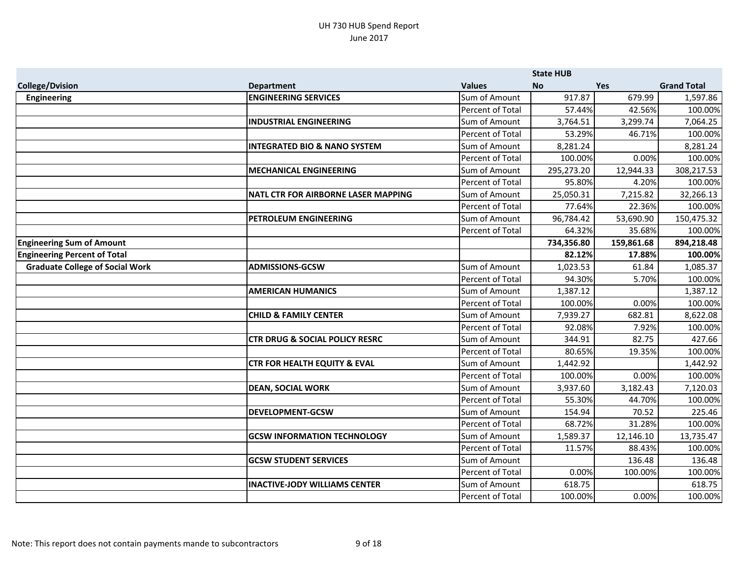UH 730 HUB Spend Report
June 2017

| | | | State HUB | | |
|---|---|---|---|---|---|
| College/Dvision | Department | Values | No | Yes | Grand Total |
| Engineering | ENGINEERING SERVICES | Sum of Amount | 917.87 | 679.99 | 1,597.86 |
| | | Percent of Total | 57.44% | 42.56% | 100.00% |
| | INDUSTRIAL ENGINEERING | Sum of Amount | 3,764.51 | 3,299.74 | 7,064.25 |
| | | Percent of Total | 53.29% | 46.71% | 100.00% |
| | INTEGRATED BIO & NANO SYSTEM | Sum of Amount | 8,281.24 | | 8,281.24 |
| | | Percent of Total | 100.00% | 0.00% | 100.00% |
| | MECHANICAL ENGINEERING | Sum of Amount | 295,273.20 | 12,944.33 | 308,217.53 |
| | | Percent of Total | 95.80% | 4.20% | 100.00% |
| | NATL CTR FOR AIRBORNE LASER MAPPING | Sum of Amount | 25,050.31 | 7,215.82 | 32,266.13 |
| | | Percent of Total | 77.64% | 22.36% | 100.00% |
| | PETROLEUM ENGINEERING | Sum of Amount | 96,784.42 | 53,690.90 | 150,475.32 |
| | | Percent of Total | 64.32% | 35.68% | 100.00% |
| **Engineering Sum of Amount** | | | **734,356.80** | **159,861.68** | **894,218.48** |
| **Engineering Percent of Total** | | | **82.12%** | **17.88%** | **100.00%** |
| Graduate College of Social Work | ADMISSIONS-GCSW | Sum of Amount | 1,023.53 | 61.84 | 1,085.37 |
| | | Percent of Total | 94.30% | 5.70% | 100.00% |
| | AMERICAN HUMANICS | Sum of Amount | 1,387.12 | | 1,387.12 |
| | | Percent of Total | 100.00% | 0.00% | 100.00% |
| | CHILD & FAMILY CENTER | Sum of Amount | 7,939.27 | 682.81 | 8,622.08 |
| | | Percent of Total | 92.08% | 7.92% | 100.00% |
| | CTR DRUG & SOCIAL POLICY RESRC | Sum of Amount | 344.91 | 82.75 | 427.66 |
| | | Percent of Total | 80.65% | 19.35% | 100.00% |
| | CTR FOR HEALTH EQUITY & EVAL | Sum of Amount | 1,442.92 | | 1,442.92 |
| | | Percent of Total | 100.00% | 0.00% | 100.00% |
| | DEAN, SOCIAL WORK | Sum of Amount | 3,937.60 | 3,182.43 | 7,120.03 |
| | | Percent of Total | 55.30% | 44.70% | 100.00% |
| | DEVELOPMENT-GCSW | Sum of Amount | 154.94 | 70.52 | 225.46 |
| | | Percent of Total | 68.72% | 31.28% | 100.00% |
| | GCSW INFORMATION TECHNOLOGY | Sum of Amount | 1,589.37 | 12,146.10 | 13,735.47 |
| | | Percent of Total | 11.57% | 88.43% | 100.00% |
| | GCSW STUDENT SERVICES | Sum of Amount | | 136.48 | 136.48 |
| | | Percent of Total | 0.00% | 100.00% | 100.00% |
| | INACTIVE-JODY WILLIAMS CENTER | Sum of Amount | 618.75 | | 618.75 |
| | | Percent of Total | 100.00% | 0.00% | 100.00% |

Note: This report does not contain payments mande to subcontractors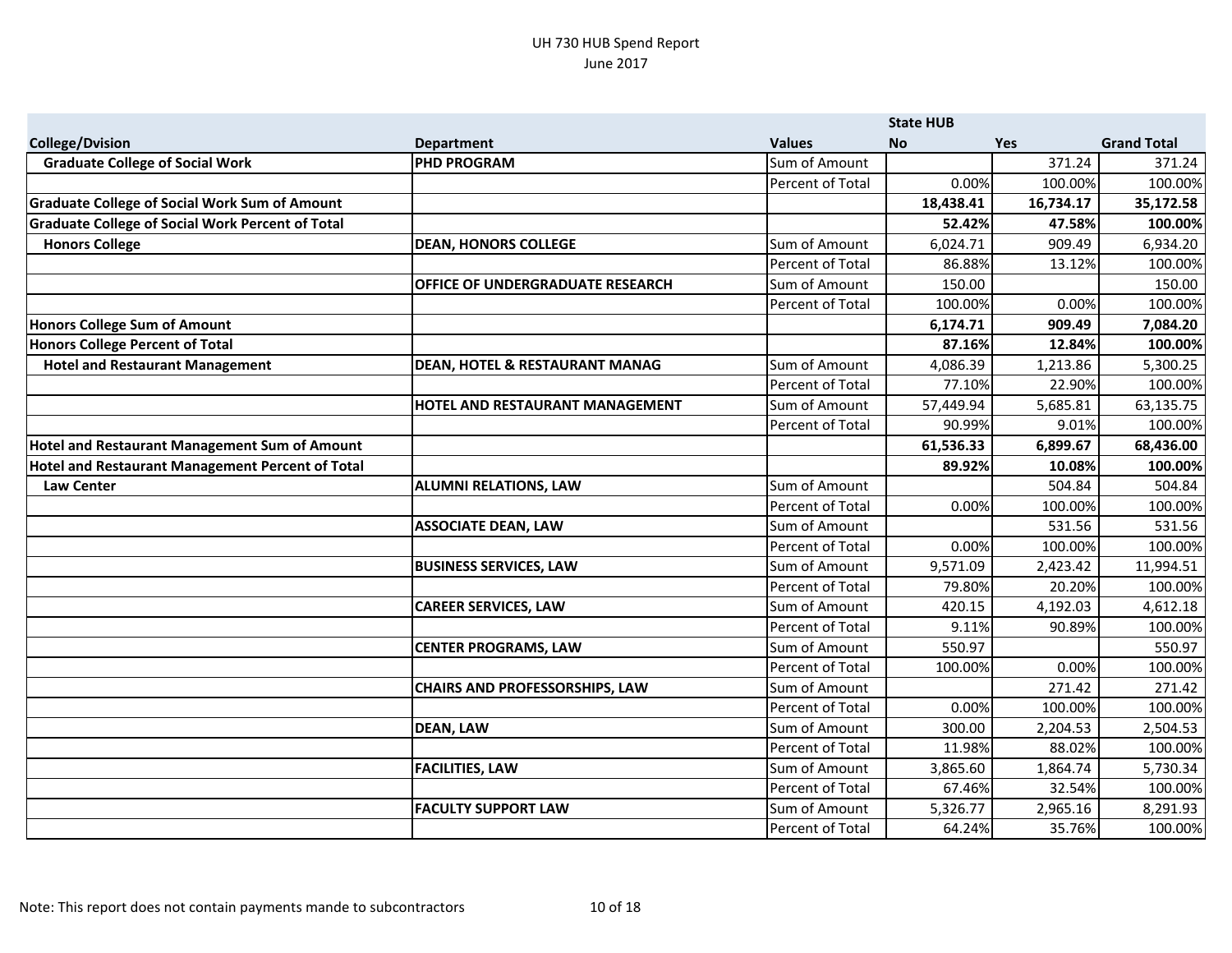UH 730 HUB Spend Report
June 2017

| | | | State HUB | | |
|---|---|---|---|---|---|
| College/Dvision | Department | Values | No | Yes | Grand Total |
| **Graduate College of Social Work** | **PHD PROGRAM** | Sum of Amount | | 371.24 | 371.24 |
| | | Percent of Total | 0.00% | 100.00% | 100.00% |
| **Graduate College of Social Work Sum of Amount** | | | **18,438.41** | **16,734.17** | **35,172.58** |
| **Graduate College of Social Work Percent of Total** | | | **52.42%** | **47.58%** | **100.00%** |
| **Honors College** | **DEAN, HONORS COLLEGE** | Sum of Amount | 6,024.71 | 909.49 | 6,934.20 |
| | | Percent of Total | 86.88% | 13.12% | 100.00% |
| | **OFFICE OF UNDERGRADUATE RESEARCH** | Sum of Amount | 150.00 | | 150.00 |
| | | Percent of Total | 100.00% | 0.00% | 100.00% |
| **Honors College Sum of Amount** | | | **6,174.71** | **909.49** | **7,084.20** |
| **Honors College Percent of Total** | | | **87.16%** | **12.84%** | **100.00%** |
| **Hotel and Restaurant Management** | **DEAN, HOTEL & RESTAURANT MANAG** | Sum of Amount | 4,086.39 | 1,213.86 | 5,300.25 |
| | | Percent of Total | 77.10% | 22.90% | 100.00% |
| | **HOTEL AND RESTAURANT MANAGEMENT** | Sum of Amount | 57,449.94 | 5,685.81 | 63,135.75 |
| | | Percent of Total | 90.99% | 9.01% | 100.00% |
| **Hotel and Restaurant Management Sum of Amount** | | | **61,536.33** | **6,899.67** | **68,436.00** |
| **Hotel and Restaurant Management Percent of Total** | | | **89.92%** | **10.08%** | **100.00%** |
| **Law Center** | **ALUMNI RELATIONS, LAW** | Sum of Amount | | 504.84 | 504.84 |
| | | Percent of Total | 0.00% | 100.00% | 100.00% |
| | **ASSOCIATE DEAN, LAW** | Sum of Amount | | 531.56 | 531.56 |
| | | Percent of Total | 0.00% | 100.00% | 100.00% |
| | **BUSINESS SERVICES, LAW** | Sum of Amount | 9,571.09 | 2,423.42 | 11,994.51 |
| | | Percent of Total | 79.80% | 20.20% | 100.00% |
| | **CAREER SERVICES, LAW** | Sum of Amount | 420.15 | 4,192.03 | 4,612.18 |
| | | Percent of Total | 9.11% | 90.89% | 100.00% |
| | **CENTER PROGRAMS, LAW** | Sum of Amount | 550.97 | | 550.97 |
| | | Percent of Total | 100.00% | 0.00% | 100.00% |
| | **CHAIRS AND PROFESSORSHIPS, LAW** | Sum of Amount | | 271.42 | 271.42 |
| | | Percent of Total | 0.00% | 100.00% | 100.00% |
| | **DEAN, LAW** | Sum of Amount | 300.00 | 2,204.53 | 2,504.53 |
| | | Percent of Total | 11.98% | 88.02% | 100.00% |
| | **FACILITIES, LAW** | Sum of Amount | 3,865.60 | 1,864.74 | 5,730.34 |
| | | Percent of Total | 67.46% | 32.54% | 100.00% |
| | **FACULTY SUPPORT LAW** | Sum of Amount | 5,326.77 | 2,965.16 | 8,291.93 |
| | | Percent of Total | 64.24% | 35.76% | 100.00% |

Note: This report does not contain payments mande to subcontractors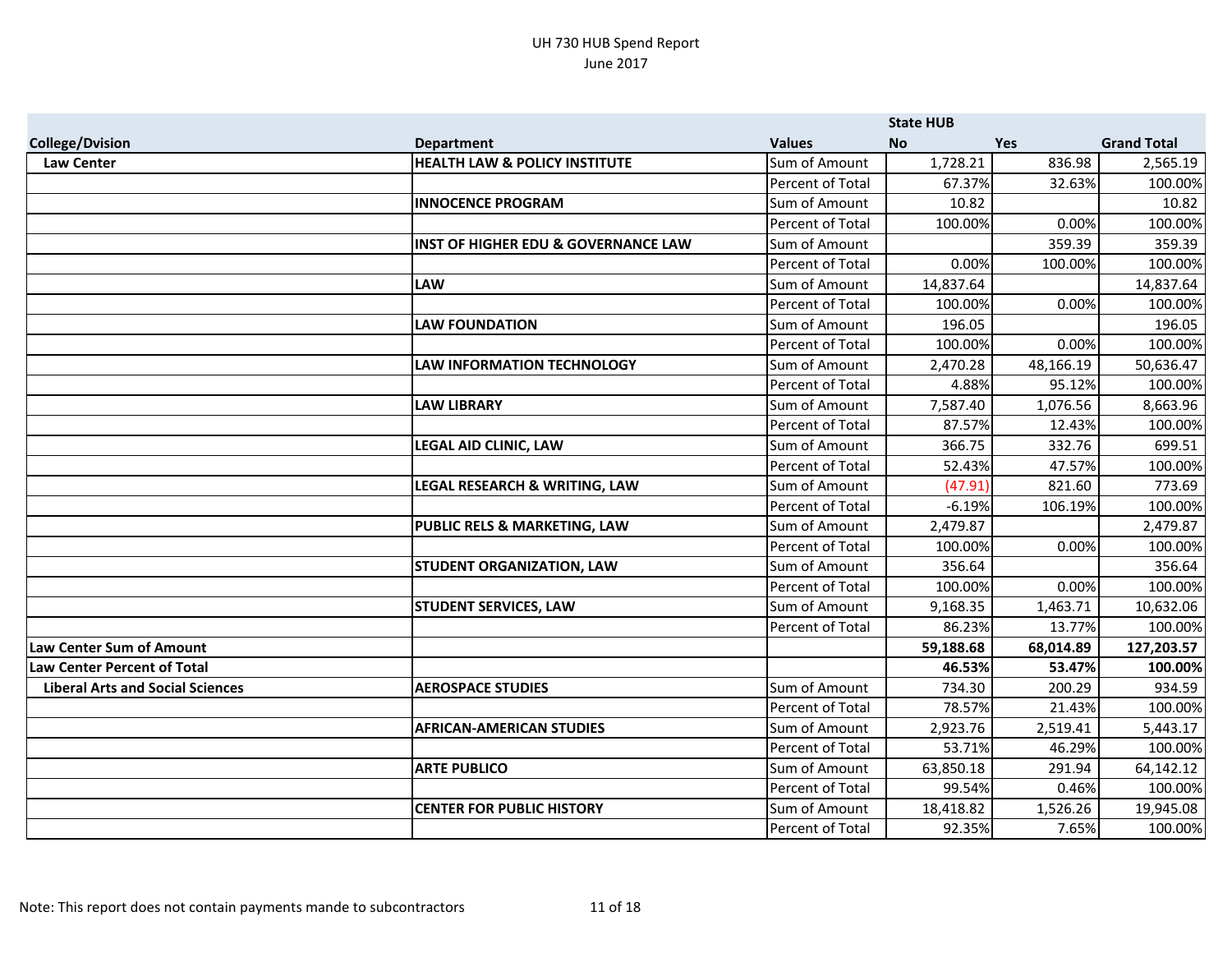UH 730 HUB Spend Report
June 2017

| | | | State HUB | | |
|---|---|---|---|---|---|
| College/Dvision | Department | Values | No | Yes | Grand Total |
| Law Center | HEALTH LAW & POLICY INSTITUTE | Sum of Amount | 1,728.21 | 836.98 | 2,565.19 |
| | | Percent of Total | 67.37% | 32.63% | 100.00% |
| | INNOCENCE PROGRAM | Sum of Amount | 10.82 | | 10.82 |
| | | Percent of Total | 100.00% | 0.00% | 100.00% |
| | INST OF HIGHER EDU & GOVERNANCE LAW | Sum of Amount | | 359.39 | 359.39 |
| | | Percent of Total | 0.00% | 100.00% | 100.00% |
| | LAW | Sum of Amount | 14,837.64 | | 14,837.64 |
| | | Percent of Total | 100.00% | 0.00% | 100.00% |
| | LAW FOUNDATION | Sum of Amount | 196.05 | | 196.05 |
| | | Percent of Total | 100.00% | 0.00% | 100.00% |
| | LAW INFORMATION TECHNOLOGY | Sum of Amount | 2,470.28 | 48,166.19 | 50,636.47 |
| | | Percent of Total | 4.88% | 95.12% | 100.00% |
| | LAW LIBRARY | Sum of Amount | 7,587.40 | 1,076.56 | 8,663.96 |
| | | Percent of Total | 87.57% | 12.43% | 100.00% |
| | LEGAL AID CLINIC, LAW | Sum of Amount | 366.75 | 332.76 | 699.51 |
| | | Percent of Total | 52.43% | 47.57% | 100.00% |
| | LEGAL RESEARCH & WRITING, LAW | Sum of Amount | (47.91) | 821.60 | 773.69 |
| | | Percent of Total | -6.19% | 106.19% | 100.00% |
| | PUBLIC RELS & MARKETING, LAW | Sum of Amount | 2,479.87 | | 2,479.87 |
| | | Percent of Total | 100.00% | 0.00% | 100.00% |
| | STUDENT ORGANIZATION, LAW | Sum of Amount | 356.64 | | 356.64 |
| | | Percent of Total | 100.00% | 0.00% | 100.00% |
| | STUDENT SERVICES, LAW | Sum of Amount | 9,168.35 | 1,463.71 | 10,632.06 |
| | | Percent of Total | 86.23% | 13.77% | 100.00% |
| **Law Center Sum of Amount** | | | **59,188.68** | **68,014.89** | **127,203.57** |
| **Law Center Percent of Total** | | | **46.53%** | **53.47%** | **100.00%** |
| Liberal Arts and Social Sciences | AEROSPACE STUDIES | Sum of Amount | 734.30 | 200.29 | 934.59 |
| | | Percent of Total | 78.57% | 21.43% | 100.00% |
| | AFRICAN-AMERICAN STUDIES | Sum of Amount | 2,923.76 | 2,519.41 | 5,443.17 |
| | | Percent of Total | 53.71% | 46.29% | 100.00% |
| | ARTE PUBLICO | Sum of Amount | 63,850.18 | 291.94 | 64,142.12 |
| | | Percent of Total | 99.54% | 0.46% | 100.00% |
| | CENTER FOR PUBLIC HISTORY | Sum of Amount | 18,418.82 | 1,526.26 | 19,945.08 |
| | | Percent of Total | 92.35% | 7.65% | 100.00% |

Note: This report does not contain payments mande to subcontractors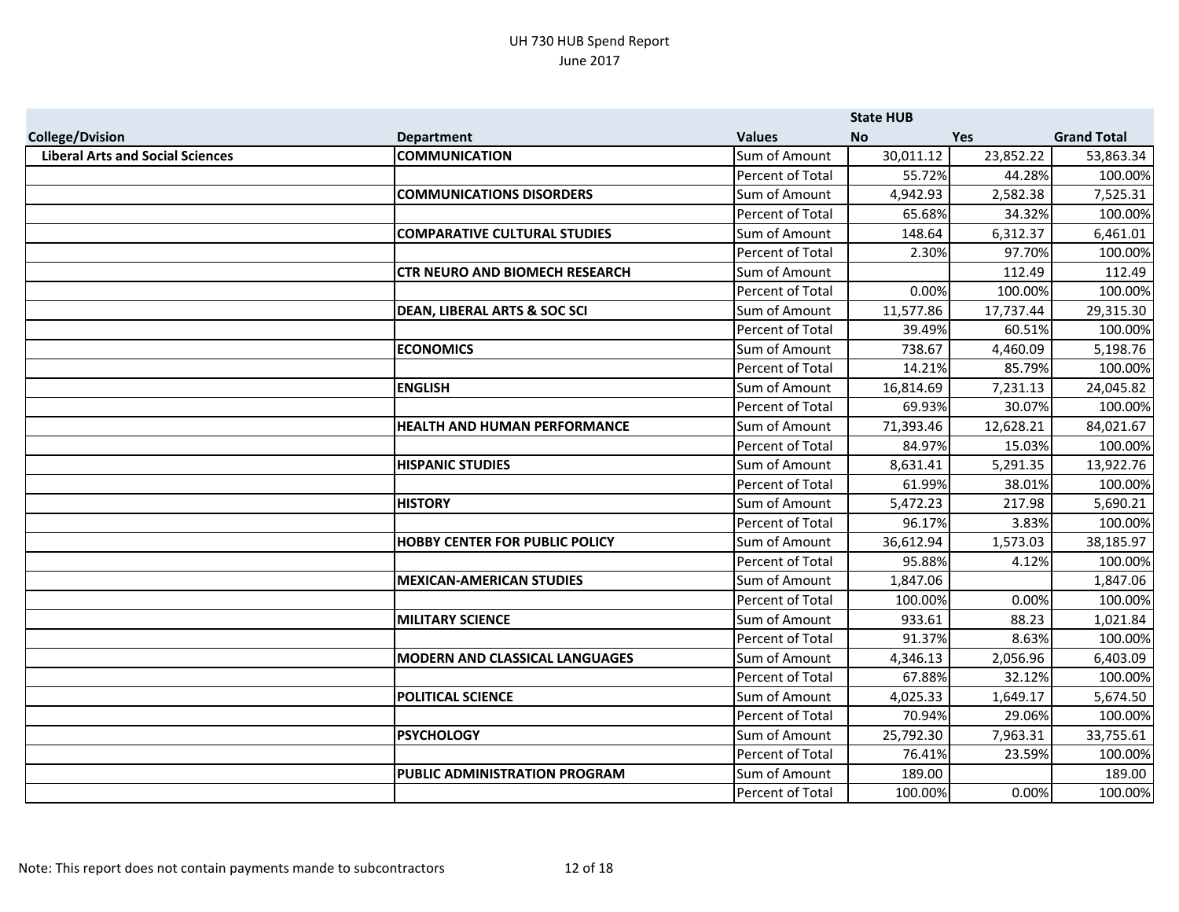UH 730 HUB Spend Report
June 2017

| | | | State HUB | | |
|---|---|---|---|---|---|
| **College/Dvision** | **Department** | **Values** | **No** | **Yes** | **Grand Total** |
| **Liberal Arts and Social Sciences** | **COMMUNICATION** | Sum of Amount | 30,011.12 | 23,852.22 | 53,863.34 |
| | | Percent of Total | 55.72% | 44.28% | 100.00% |
| | **COMMUNICATIONS DISORDERS** | Sum of Amount | 4,942.93 | 2,582.38 | 7,525.31 |
| | | Percent of Total | 65.68% | 34.32% | 100.00% |
| | **COMPARATIVE CULTURAL STUDIES** | Sum of Amount | 148.64 | 6,312.37 | 6,461.01 |
| | | Percent of Total | 2.30% | 97.70% | 100.00% |
| | **CTR NEURO AND BIOMECH RESEARCH** | Sum of Amount | | 112.49 | 112.49 |
| | | Percent of Total | 0.00% | 100.00% | 100.00% |
| | **DEAN, LIBERAL ARTS & SOC SCI** | Sum of Amount | 11,577.86 | 17,737.44 | 29,315.30 |
| | | Percent of Total | 39.49% | 60.51% | 100.00% |
| | **ECONOMICS** | Sum of Amount | 738.67 | 4,460.09 | 5,198.76 |
| | | Percent of Total | 14.21% | 85.79% | 100.00% |
| | **ENGLISH** | Sum of Amount | 16,814.69 | 7,231.13 | 24,045.82 |
| | | Percent of Total | 69.93% | 30.07% | 100.00% |
| | **HEALTH AND HUMAN PERFORMANCE** | Sum of Amount | 71,393.46 | 12,628.21 | 84,021.67 |
| | | Percent of Total | 84.97% | 15.03% | 100.00% |
| | **HISPANIC STUDIES** | Sum of Amount | 8,631.41 | 5,291.35 | 13,922.76 |
| | | Percent of Total | 61.99% | 38.01% | 100.00% |
| | **HISTORY** | Sum of Amount | 5,472.23 | 217.98 | 5,690.21 |
| | | Percent of Total | 96.17% | 3.83% | 100.00% |
| | **HOBBY CENTER FOR PUBLIC POLICY** | Sum of Amount | 36,612.94 | 1,573.03 | 38,185.97 |
| | | Percent of Total | 95.88% | 4.12% | 100.00% |
| | **MEXICAN-AMERICAN STUDIES** | Sum of Amount | 1,847.06 | | 1,847.06 |
| | | Percent of Total | 100.00% | 0.00% | 100.00% |
| | **MILITARY SCIENCE** | Sum of Amount | 933.61 | 88.23 | 1,021.84 |
| | | Percent of Total | 91.37% | 8.63% | 100.00% |
| | **MODERN AND CLASSICAL LANGUAGES** | Sum of Amount | 4,346.13 | 2,056.96 | 6,403.09 |
| | | Percent of Total | 67.88% | 32.12% | 100.00% |
| | **POLITICAL SCIENCE** | Sum of Amount | 4,025.33 | 1,649.17 | 5,674.50 |
| | | Percent of Total | 70.94% | 29.06% | 100.00% |
| | **PSYCHOLOGY** | Sum of Amount | 25,792.30 | 7,963.31 | 33,755.61 |
| | | Percent of Total | 76.41% | 23.59% | 100.00% |
| | **PUBLIC ADMINISTRATION PROGRAM** | Sum of Amount | 189.00 | | 189.00 |
| | | Percent of Total | 100.00% | 0.00% | 100.00% |

Note: This report does not contain payments mande to subcontractors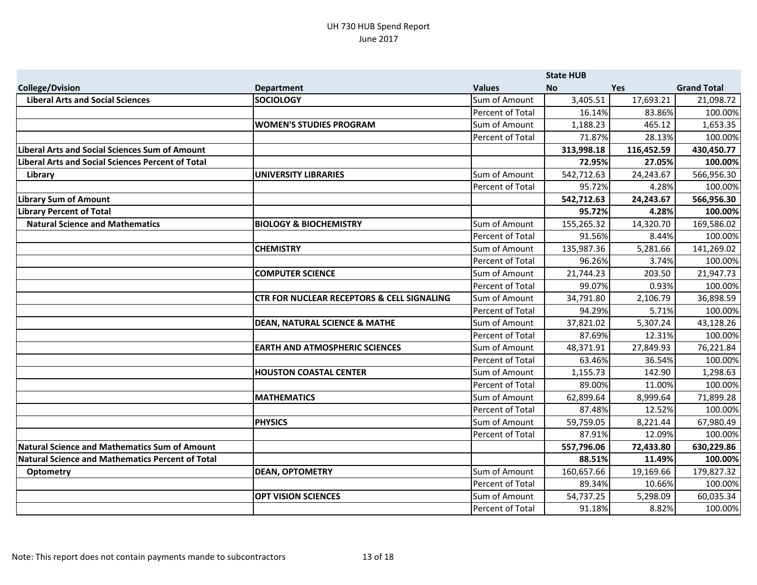UH 730 HUB Spend Report
June 2017

| | | | State HUB | | |
|---|---|---|---|---|---|
| **College/Dvision** | **Department** | **Values** | **No** | **Yes** | **Grand Total** |
| **Liberal Arts and Social Sciences** | **SOCIOLOGY** | Sum of Amount | 3,405.51 | 17,693.21 | 21,098.72 |
| | | Percent of Total | 16.14% | 83.86% | 100.00% |
| | **WOMEN'S STUDIES PROGRAM** | Sum of Amount | 1,188.23 | 465.12 | 1,653.35 |
| | | Percent of Total | 71.87% | 28.13% | 100.00% |
| **Liberal Arts and Social Sciences Sum of Amount** | | | **313,998.18** | **116,452.59** | **430,450.77** |
| **Liberal Arts and Social Sciences Percent of Total** | | | **72.95%** | **27.05%** | **100.00%** |
| **Library** | **UNIVERSITY LIBRARIES** | Sum of Amount | 542,712.63 | 24,243.67 | 566,956.30 |
| | | Percent of Total | 95.72% | 4.28% | 100.00% |
| **Library Sum of Amount** | | | **542,712.63** | **24,243.67** | **566,956.30** |
| **Library Percent of Total** | | | **95.72%** | **4.28%** | **100.00%** |
| **Natural Science and Mathematics** | **BIOLOGY & BIOCHEMISTRY** | Sum of Amount | 155,265.32 | 14,320.70 | 169,586.02 |
| | | Percent of Total | 91.56% | 8.44% | 100.00% |
| | **CHEMISTRY** | Sum of Amount | 135,987.36 | 5,281.66 | 141,269.02 |
| | | Percent of Total | 96.26% | 3.74% | 100.00% |
| | **COMPUTER SCIENCE** | Sum of Amount | 21,744.23 | 203.50 | 21,947.73 |
| | | Percent of Total | 99.07% | 0.93% | 100.00% |
| | **CTR FOR NUCLEAR RECEPTORS & CELL SIGNALING** | Sum of Amount | 34,791.80 | 2,106.79 | 36,898.59 |
| | | Percent of Total | 94.29% | 5.71% | 100.00% |
| | **DEAN, NATURAL SCIENCE & MATHE** | Sum of Amount | 37,821.02 | 5,307.24 | 43,128.26 |
| | | Percent of Total | 87.69% | 12.31% | 100.00% |
| | **EARTH AND ATMOSPHERIC SCIENCES** | Sum of Amount | 48,371.91 | 27,849.93 | 76,221.84 |
| | | Percent of Total | 63.46% | 36.54% | 100.00% |
| | **HOUSTON COASTAL CENTER** | Sum of Amount | 1,155.73 | 142.90 | 1,298.63 |
| | | Percent of Total | 89.00% | 11.00% | 100.00% |
| | **MATHEMATICS** | Sum of Amount | 62,899.64 | 8,999.64 | 71,899.28 |
| | | Percent of Total | 87.48% | 12.52% | 100.00% |
| | **PHYSICS** | Sum of Amount | 59,759.05 | 8,221.44 | 67,980.49 |
| | | Percent of Total | 87.91% | 12.09% | 100.00% |
| **Natural Science and Mathematics Sum of Amount** | | | **557,796.06** | **72,433.80** | **630,229.86** |
| **Natural Science and Mathematics Percent of Total** | | | **88.51%** | **11.49%** | **100.00%** |
| **Optometry** | **DEAN, OPTOMETRY** | Sum of Amount | 160,657.66 | 19,169.66 | 179,827.32 |
| | | Percent of Total | 89.34% | 10.66% | 100.00% |
| | **OPT VISION SCIENCES** | Sum of Amount | 54,737.25 | 5,298.09 | 60,035.34 |
| | | Percent of Total | 91.18% | 8.82% | 100.00% |

Note: This report does not contain payments mande to subcontractors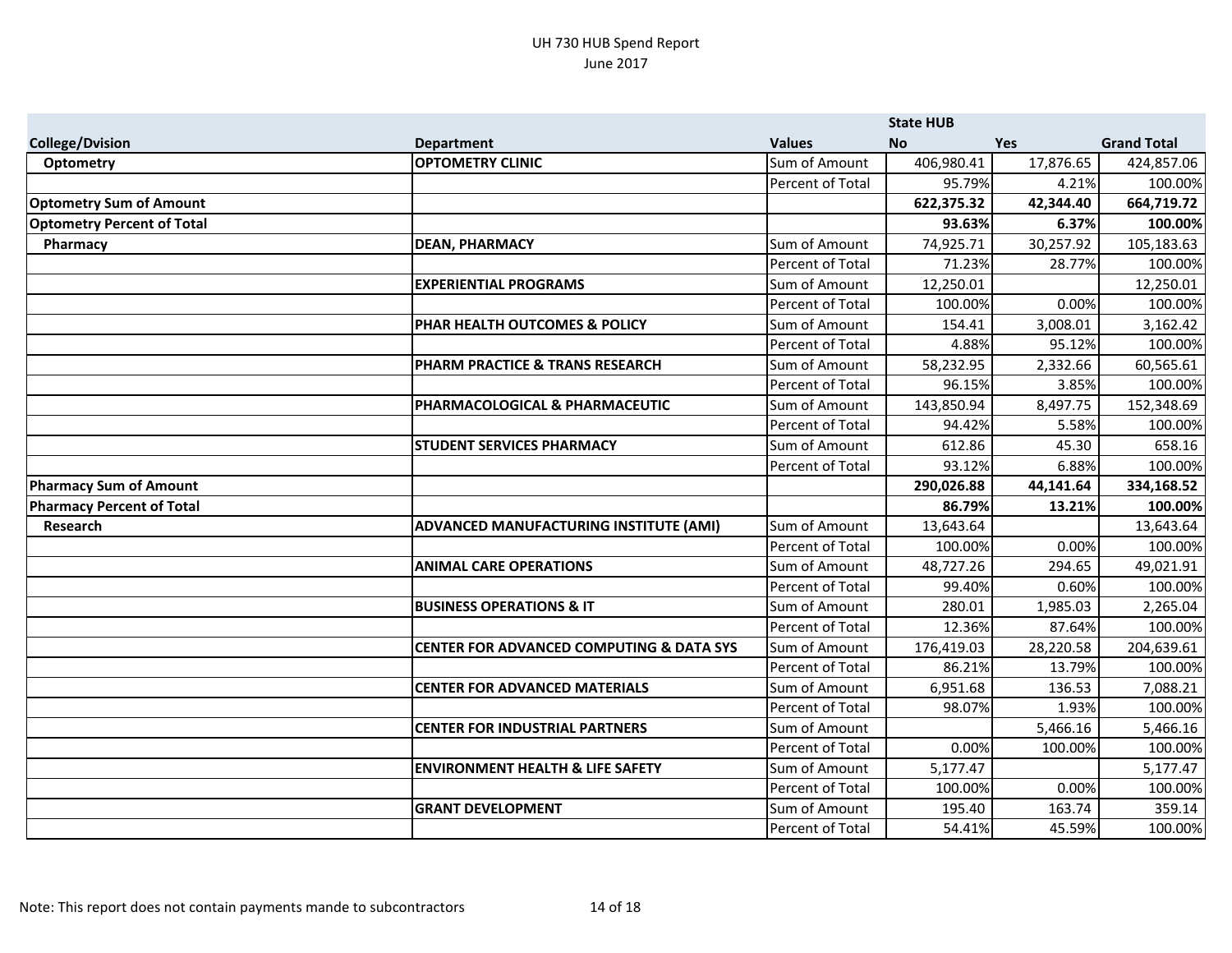UH 730 HUB Spend Report
June 2017

| College/Dvision | Department | Values | State HUB No | Yes | Grand Total |
|---|---|---|---|---|---|
| **Optometry** | **OPTOMETRY CLINIC** | Sum of Amount | 406,980.41 | 17,876.65 | 424,857.06 |
| | | Percent of Total | 95.79% | 4.21% | 100.00% |
| **Optometry Sum of Amount** | | | **622,375.32** | **42,344.40** | **664,719.72** |
| **Optometry Percent of Total** | | | **93.63%** | **6.37%** | **100.00%** |
| **Pharmacy** | **DEAN, PHARMACY** | Sum of Amount | 74,925.71 | 30,257.92 | 105,183.63 |
| | | Percent of Total | 71.23% | 28.77% | 100.00% |
| | **EXPERIENTIAL PROGRAMS** | Sum of Amount | 12,250.01 | | 12,250.01 |
| | | Percent of Total | 100.00% | 0.00% | 100.00% |
| | **PHAR HEALTH OUTCOMES & POLICY** | Sum of Amount | 154.41 | 3,008.01 | 3,162.42 |
| | | Percent of Total | 4.88% | 95.12% | 100.00% |
| | **PHARM PRACTICE & TRANS RESEARCH** | Sum of Amount | 58,232.95 | 2,332.66 | 60,565.61 |
| | | Percent of Total | 96.15% | 3.85% | 100.00% |
| | **PHARMACOLOGICAL & PHARMACEUTIC** | Sum of Amount | 143,850.94 | 8,497.75 | 152,348.69 |
| | | Percent of Total | 94.42% | 5.58% | 100.00% |
| | **STUDENT SERVICES PHARMACY** | Sum of Amount | 612.86 | 45.30 | 658.16 |
| | | Percent of Total | 93.12% | 6.88% | 100.00% |
| **Pharmacy Sum of Amount** | | | **290,026.88** | **44,141.64** | **334,168.52** |
| **Pharmacy Percent of Total** | | | **86.79%** | **13.21%** | **100.00%** |
| **Research** | **ADVANCED MANUFACTURING INSTITUTE (AMI)** | Sum of Amount | 13,643.64 | | 13,643.64 |
| | | Percent of Total | 100.00% | 0.00% | 100.00% |
| | **ANIMAL CARE OPERATIONS** | Sum of Amount | 48,727.26 | 294.65 | 49,021.91 |
| | | Percent of Total | 99.40% | 0.60% | 100.00% |
| | **BUSINESS OPERATIONS & IT** | Sum of Amount | 280.01 | 1,985.03 | 2,265.04 |
| | | Percent of Total | 12.36% | 87.64% | 100.00% |
| | **CENTER FOR ADVANCED COMPUTING & DATA SYS** | Sum of Amount | 176,419.03 | 28,220.58 | 204,639.61 |
| | | Percent of Total | 86.21% | 13.79% | 100.00% |
| | **CENTER FOR ADVANCED MATERIALS** | Sum of Amount | 6,951.68 | 136.53 | 7,088.21 |
| | | Percent of Total | 98.07% | 1.93% | 100.00% |
| | **CENTER FOR INDUSTRIAL PARTNERS** | Sum of Amount | | 5,466.16 | 5,466.16 |
| | | Percent of Total | 0.00% | 100.00% | 100.00% |
| | **ENVIRONMENT HEALTH & LIFE SAFETY** | Sum of Amount | 5,177.47 | | 5,177.47 |
| | | Percent of Total | 100.00% | 0.00% | 100.00% |
| | **GRANT DEVELOPMENT** | Sum of Amount | 195.40 | 163.74 | 359.14 |
| | | Percent of Total | 54.41% | 45.59% | 100.00% |

Note: This report does not contain payments mande to subcontractors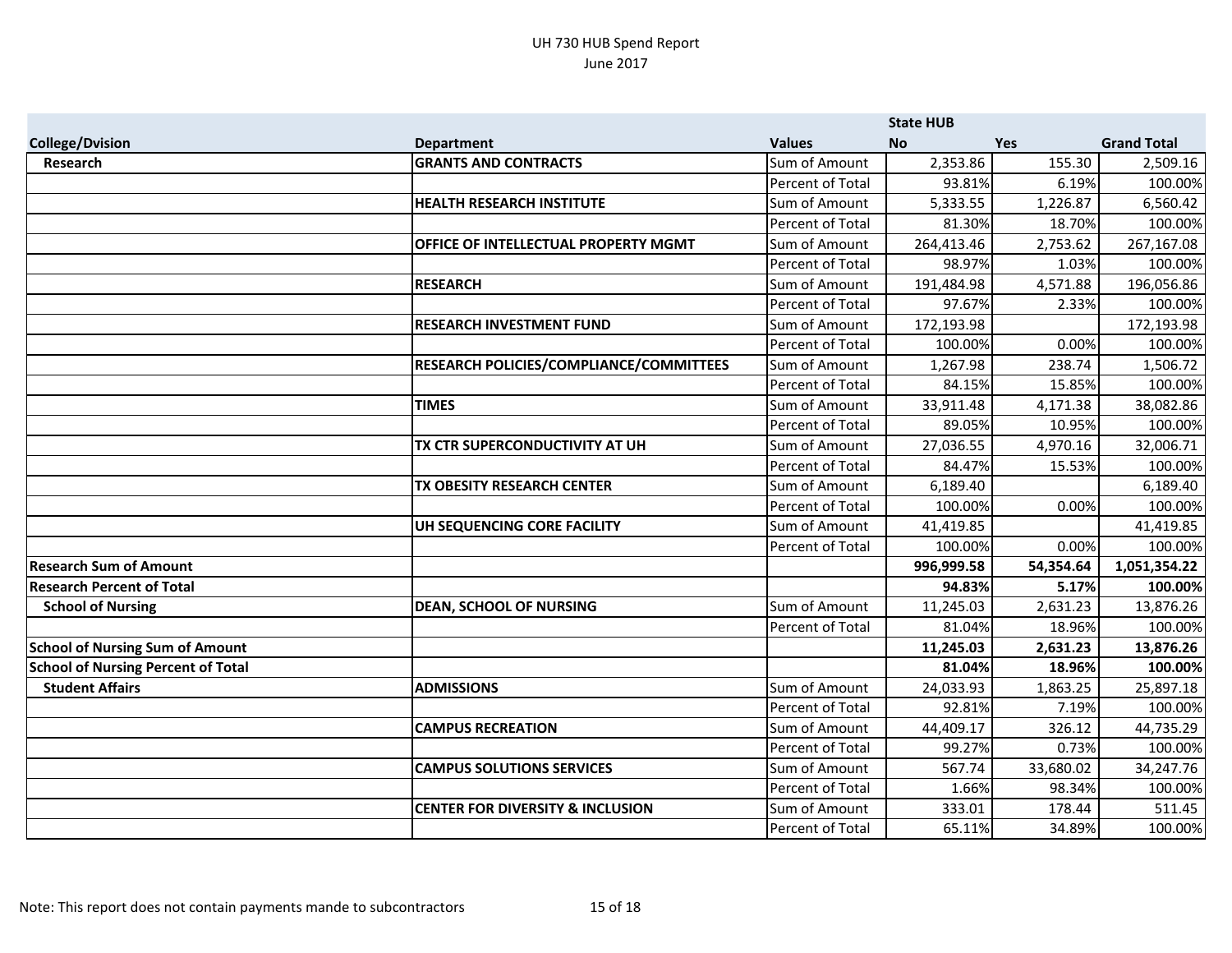UH 730 HUB Spend Report
June 2017

| | | | State HUB | | |
|---|---|---|---|---|---|
| **College/Dvision** | **Department** | **Values** | **No** | **Yes** | **Grand Total** |
| **Research** | **GRANTS AND CONTRACTS** | Sum of Amount | 2,353.86 | 155.30 | 2,509.16 |
| | | Percent of Total | 93.81% | 6.19% | 100.00% |
| | **HEALTH RESEARCH INSTITUTE** | Sum of Amount | 5,333.55 | 1,226.87 | 6,560.42 |
| | | Percent of Total | 81.30% | 18.70% | 100.00% |
| | **OFFICE OF INTELLECTUAL PROPERTY MGMT** | Sum of Amount | 264,413.46 | 2,753.62 | 267,167.08 |
| | | Percent of Total | 98.97% | 1.03% | 100.00% |
| | **RESEARCH** | Sum of Amount | 191,484.98 | 4,571.88 | 196,056.86 |
| | | Percent of Total | 97.67% | 2.33% | 100.00% |
| | **RESEARCH INVESTMENT FUND** | Sum of Amount | 172,193.98 | | 172,193.98 |
| | | Percent of Total | 100.00% | 0.00% | 100.00% |
| | **RESEARCH POLICIES/COMPLIANCE/COMMITTEES** | Sum of Amount | 1,267.98 | 238.74 | 1,506.72 |
| | | Percent of Total | 84.15% | 15.85% | 100.00% |
| | **TIMES** | Sum of Amount | 33,911.48 | 4,171.38 | 38,082.86 |
| | | Percent of Total | 89.05% | 10.95% | 100.00% |
| | **TX CTR SUPERCONDUCTIVITY AT UH** | Sum of Amount | 27,036.55 | 4,970.16 | 32,006.71 |
| | | Percent of Total | 84.47% | 15.53% | 100.00% |
| | **TX OBESITY RESEARCH CENTER** | Sum of Amount | 6,189.40 | | 6,189.40 |
| | | Percent of Total | 100.00% | 0.00% | 100.00% |
| | **UH SEQUENCING CORE FACILITY** | Sum of Amount | 41,419.85 | | 41,419.85 |
| | | Percent of Total | 100.00% | 0.00% | 100.00% |
| **Research Sum of Amount** | | | **996,999.58** | **54,354.64** | **1,051,354.22** |
| **Research Percent of Total** | | | **94.83%** | **5.17%** | **100.00%** |
| **School of Nursing** | **DEAN, SCHOOL OF NURSING** | Sum of Amount | 11,245.03 | 2,631.23 | 13,876.26 |
| | | Percent of Total | 81.04% | 18.96% | 100.00% |
| **School of Nursing Sum of Amount** | | | **11,245.03** | **2,631.23** | **13,876.26** |
| **School of Nursing Percent of Total** | | | **81.04%** | **18.96%** | **100.00%** |
| **Student Affairs** | **ADMISSIONS** | Sum of Amount | 24,033.93 | 1,863.25 | 25,897.18 |
| | | Percent of Total | 92.81% | 7.19% | 100.00% |
| | **CAMPUS RECREATION** | Sum of Amount | 44,409.17 | 326.12 | 44,735.29 |
| | | Percent of Total | 99.27% | 0.73% | 100.00% |
| | **CAMPUS SOLUTIONS SERVICES** | Sum of Amount | 567.74 | 33,680.02 | 34,247.76 |
| | | Percent of Total | 1.66% | 98.34% | 100.00% |
| | **CENTER FOR DIVERSITY & INCLUSION** | Sum of Amount | 333.01 | 178.44 | 511.45 |
| | | Percent of Total | 65.11% | 34.89% | 100.00% |

Note: This report does not contain payments mande to subcontractors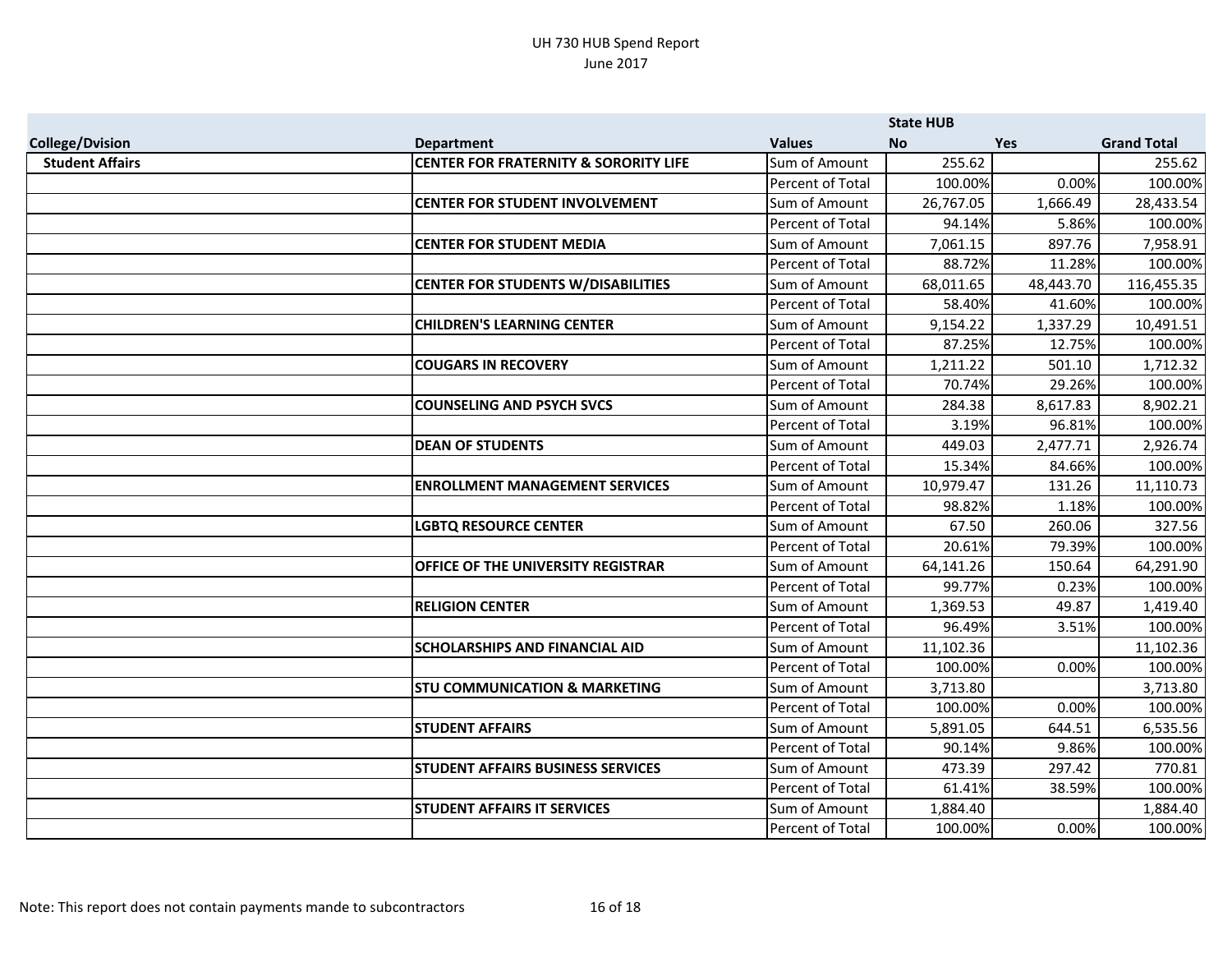UH 730 HUB Spend Report
June 2017

| College/Dvision | Department | Values | State HUB No | Yes | Grand Total |
|---|---|---|---|---|---|
| **Student Affairs** | **CENTER FOR FRATERNITY & SORORITY LIFE** | Sum of Amount | 255.62 | | 255.62 |
| | | Percent of Total | 100.00% | 0.00% | 100.00% |
| | **CENTER FOR STUDENT INVOLVEMENT** | Sum of Amount | 26,767.05 | 1,666.49 | 28,433.54 |
| | | Percent of Total | 94.14% | 5.86% | 100.00% |
| | **CENTER FOR STUDENT MEDIA** | Sum of Amount | 7,061.15 | 897.76 | 7,958.91 |
| | | Percent of Total | 88.72% | 11.28% | 100.00% |
| | **CENTER FOR STUDENTS W/DISABILITIES** | Sum of Amount | 68,011.65 | 48,443.70 | 116,455.35 |
| | | Percent of Total | 58.40% | 41.60% | 100.00% |
| | **CHILDREN'S LEARNING CENTER** | Sum of Amount | 9,154.22 | 1,337.29 | 10,491.51 |
| | | Percent of Total | 87.25% | 12.75% | 100.00% |
| | **COUGARS IN RECOVERY** | Sum of Amount | 1,211.22 | 501.10 | 1,712.32 |
| | | Percent of Total | 70.74% | 29.26% | 100.00% |
| | **COUNSELING AND PSYCH SVCS** | Sum of Amount | 284.38 | 8,617.83 | 8,902.21 |
| | | Percent of Total | 3.19% | 96.81% | 100.00% |
| | **DEAN OF STUDENTS** | Sum of Amount | 449.03 | 2,477.71 | 2,926.74 |
| | | Percent of Total | 15.34% | 84.66% | 100.00% |
| | **ENROLLMENT MANAGEMENT SERVICES** | Sum of Amount | 10,979.47 | 131.26 | 11,110.73 |
| | | Percent of Total | 98.82% | 1.18% | 100.00% |
| | **LGBTQ RESOURCE CENTER** | Sum of Amount | 67.50 | 260.06 | 327.56 |
| | | Percent of Total | 20.61% | 79.39% | 100.00% |
| | **OFFICE OF THE UNIVERSITY REGISTRAR** | Sum of Amount | 64,141.26 | 150.64 | 64,291.90 |
| | | Percent of Total | 99.77% | 0.23% | 100.00% |
| | **RELIGION CENTER** | Sum of Amount | 1,369.53 | 49.87 | 1,419.40 |
| | | Percent of Total | 96.49% | 3.51% | 100.00% |
| | **SCHOLARSHIPS AND FINANCIAL AID** | Sum of Amount | 11,102.36 | | 11,102.36 |
| | | Percent of Total | 100.00% | 0.00% | 100.00% |
| | **STU COMMUNICATION & MARKETING** | Sum of Amount | 3,713.80 | | 3,713.80 |
| | | Percent of Total | 100.00% | 0.00% | 100.00% |
| | **STUDENT AFFAIRS** | Sum of Amount | 5,891.05 | 644.51 | 6,535.56 |
| | | Percent of Total | 90.14% | 9.86% | 100.00% |
| | **STUDENT AFFAIRS BUSINESS SERVICES** | Sum of Amount | 473.39 | 297.42 | 770.81 |
| | | Percent of Total | 61.41% | 38.59% | 100.00% |
| | **STUDENT AFFAIRS IT SERVICES** | Sum of Amount | 1,884.40 | | 1,884.40 |
| | | Percent of Total | 100.00% | 0.00% | 100.00% |

Note: This report does not contain payments mande to subcontractors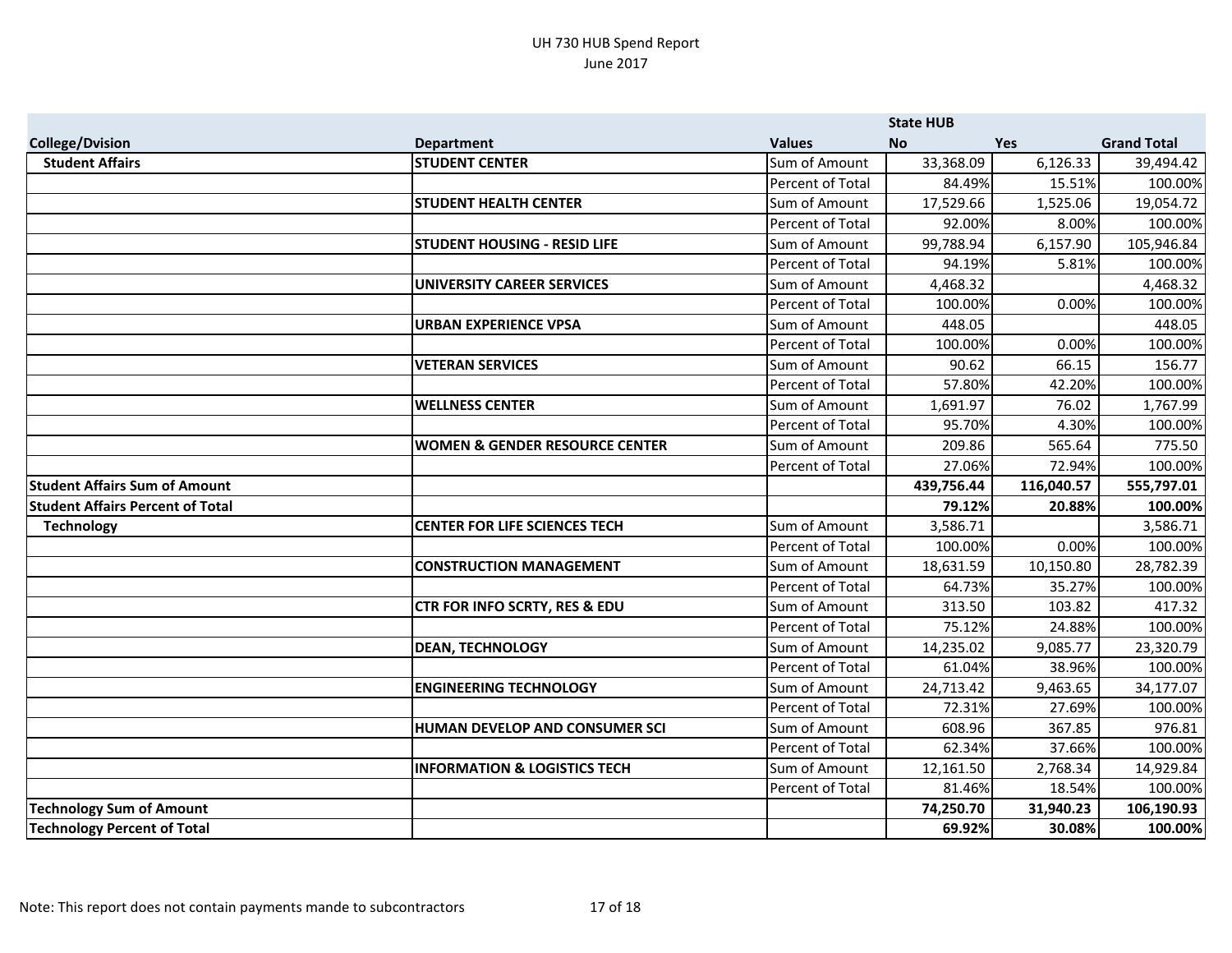UH 730 HUB Spend Report
June 2017

| | | | State HUB | | |
|---|---|---|---|---|---|
| **College/Dvision** | **Department** | **Values** | **No** | **Yes** | **Grand Total** |
| **Student Affairs** | **STUDENT CENTER** | Sum of Amount | 33,368.09 | 6,126.33 | 39,494.42 |
| | | Percent of Total | 84.49% | 15.51% | 100.00% |
| | **STUDENT HEALTH CENTER** | Sum of Amount | 17,529.66 | 1,525.06 | 19,054.72 |
| | | Percent of Total | 92.00% | 8.00% | 100.00% |
| | **STUDENT HOUSING - RESID LIFE** | Sum of Amount | 99,788.94 | 6,157.90 | 105,946.84 |
| | | Percent of Total | 94.19% | 5.81% | 100.00% |
| | **UNIVERSITY CAREER SERVICES** | Sum of Amount | 4,468.32 | | 4,468.32 |
| | | Percent of Total | 100.00% | 0.00% | 100.00% |
| | **URBAN EXPERIENCE VPSA** | Sum of Amount | 448.05 | | 448.05 |
| | | Percent of Total | 100.00% | 0.00% | 100.00% |
| | **VETERAN SERVICES** | Sum of Amount | 90.62 | 66.15 | 156.77 |
| | | Percent of Total | 57.80% | 42.20% | 100.00% |
| | **WELLNESS CENTER** | Sum of Amount | 1,691.97 | 76.02 | 1,767.99 |
| | | Percent of Total | 95.70% | 4.30% | 100.00% |
| | **WOMEN & GENDER RESOURCE CENTER** | Sum of Amount | 209.86 | 565.64 | 775.50 |
| | | Percent of Total | 27.06% | 72.94% | 100.00% |
| **Student Affairs Sum of Amount** | | | **439,756.44** | **116,040.57** | **555,797.01** |
| **Student Affairs Percent of Total** | | | **79.12%** | **20.88%** | **100.00%** |
| **Technology** | **CENTER FOR LIFE SCIENCES TECH** | Sum of Amount | 3,586.71 | | 3,586.71 |
| | | Percent of Total | 100.00% | 0.00% | 100.00% |
| | **CONSTRUCTION MANAGEMENT** | Sum of Amount | 18,631.59 | 10,150.80 | 28,782.39 |
| | | Percent of Total | 64.73% | 35.27% | 100.00% |
| | **CTR FOR INFO SCRTY, RES & EDU** | Sum of Amount | 313.50 | 103.82 | 417.32 |
| | | Percent of Total | 75.12% | 24.88% | 100.00% |
| | **DEAN, TECHNOLOGY** | Sum of Amount | 14,235.02 | 9,085.77 | 23,320.79 |
| | | Percent of Total | 61.04% | 38.96% | 100.00% |
| | **ENGINEERING TECHNOLOGY** | Sum of Amount | 24,713.42 | 9,463.65 | 34,177.07 |
| | | Percent of Total | 72.31% | 27.69% | 100.00% |
| | **HUMAN DEVELOP AND CONSUMER SCI** | Sum of Amount | 608.96 | 367.85 | 976.81 |
| | | Percent of Total | 62.34% | 37.66% | 100.00% |
| | **INFORMATION & LOGISTICS TECH** | Sum of Amount | 12,161.50 | 2,768.34 | 14,929.84 |
| | | Percent of Total | 81.46% | 18.54% | 100.00% |
| **Technology Sum of Amount** | | | **74,250.70** | **31,940.23** | **106,190.93** |
| **Technology Percent of Total** | | | **69.92%** | **30.08%** | **100.00%** |

Note: This report does not contain payments mande to subcontractors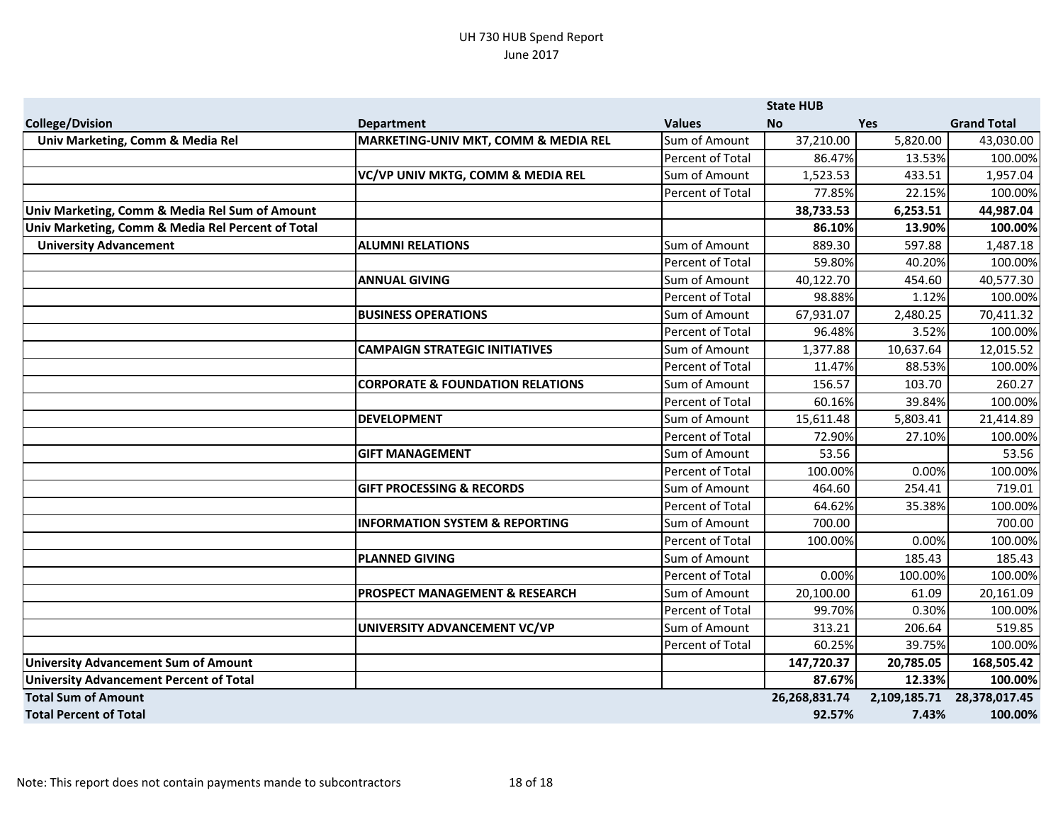UH 730 HUB Spend Report
June 2017

| | | | State HUB | | |
|---|---|---|---|---|---|
| **College/Dvision** | **Department** | **Values** | **No** | **Yes** | **Grand Total** |
| **Univ Marketing, Comm & Media Rel** | **MARKETING-UNIV MKT, COMM & MEDIA REL** | Sum of Amount | 37,210.00 | 5,820.00 | 43,030.00 |
| | | Percent of Total | 86.47% | 13.53% | 100.00% |
| | **VC/VP UNIV MKTG, COMM & MEDIA REL** | Sum of Amount | 1,523.53 | 433.51 | 1,957.04 |
| | | Percent of Total | 77.85% | 22.15% | 100.00% |
| **Univ Marketing, Comm & Media Rel Sum of Amount** | | | **38,733.53** | **6,253.51** | **44,987.04** |
| **Univ Marketing, Comm & Media Rel Percent of Total** | | | **86.10%** | **13.90%** | **100.00%** |
| **University Advancement** | **ALUMNI RELATIONS** | Sum of Amount | 889.30 | 597.88 | 1,487.18 |
| | | Percent of Total | 59.80% | 40.20% | 100.00% |
| | **ANNUAL GIVING** | Sum of Amount | 40,122.70 | 454.60 | 40,577.30 |
| | | Percent of Total | 98.88% | 1.12% | 100.00% |
| | **BUSINESS OPERATIONS** | Sum of Amount | 67,931.07 | 2,480.25 | 70,411.32 |
| | | Percent of Total | 96.48% | 3.52% | 100.00% |
| | **CAMPAIGN STRATEGIC INITIATIVES** | Sum of Amount | 1,377.88 | 10,637.64 | 12,015.52 |
| | | Percent of Total | 11.47% | 88.53% | 100.00% |
| | **CORPORATE & FOUNDATION RELATIONS** | Sum of Amount | 156.57 | 103.70 | 260.27 |
| | | Percent of Total | 60.16% | 39.84% | 100.00% |
| | **DEVELOPMENT** | Sum of Amount | 15,611.48 | 5,803.41 | 21,414.89 |
| | | Percent of Total | 72.90% | 27.10% | 100.00% |
| | **GIFT MANAGEMENT** | Sum of Amount | 53.56 | | 53.56 |
| | | Percent of Total | 100.00% | 0.00% | 100.00% |
| | **GIFT PROCESSING & RECORDS** | Sum of Amount | 464.60 | 254.41 | 719.01 |
| | | Percent of Total | 64.62% | 35.38% | 100.00% |
| | **INFORMATION SYSTEM & REPORTING** | Sum of Amount | 700.00 | | 700.00 |
| | | Percent of Total | 100.00% | 0.00% | 100.00% |
| | **PLANNED GIVING** | Sum of Amount | | 185.43 | 185.43 |
| | | Percent of Total | 0.00% | 100.00% | 100.00% |
| | **PROSPECT MANAGEMENT & RESEARCH** | Sum of Amount | 20,100.00 | 61.09 | 20,161.09 |
| | | Percent of Total | 99.70% | 0.30% | 100.00% |
| | **UNIVERSITY ADVANCEMENT VC/VP** | Sum of Amount | 313.21 | 206.64 | 519.85 |
| | | Percent of Total | 60.25% | 39.75% | 100.00% |
| **University Advancement Sum of Amount** | | | **147,720.37** | **20,785.05** | **168,505.42** |
| **University Advancement Percent of Total** | | | **87.67%** | **12.33%** | **100.00%** |
| **Total Sum of Amount** | | | **26,268,831.74** | **2,109,185.71** | **28,378,017.45** |
| **Total Percent of Total** | | | **92.57%** | **7.43%** | **100.00%** |

Note: This report does not contain payments mande to subcontractors